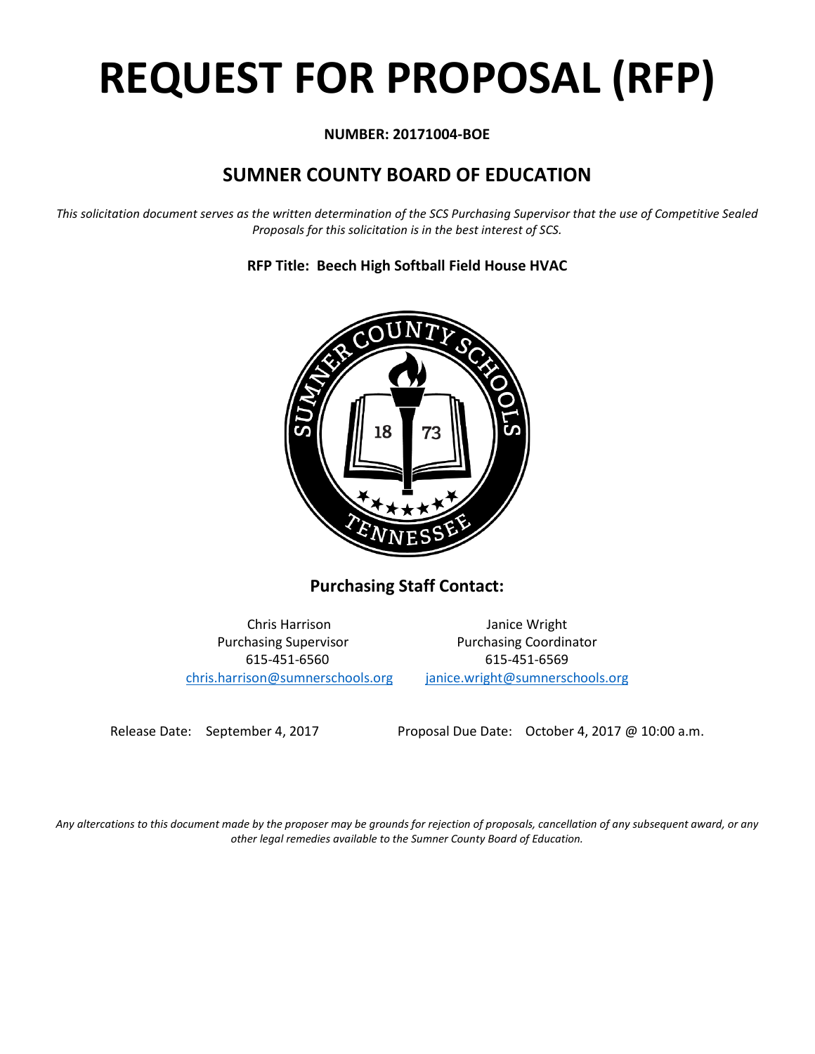# REQUEST FOR PROPOSAL (RFP)

**NUMBER: 20171004-BOE**

## SUMNER COUNTY BOARD OF EDUCATION

*This solicitation document serves as the written determination of the SCS Purchasing Supervisor that the use of Competitive Sealed Proposals for this solicitation is in the best interest of SCS.*

**RFP Title: Beech High Softball Field House HVAC**

### Purchasing Staff Contact:

Chris Harrison
Purchasing Supervisor
615-451-6560
chris.harrison@sumnerschools.org

Janice Wright
Purchasing Coordinator
615-451-6569
janice.wright@sumnerschools.org

Release Date: September 4, 2017

Proposal Due Date: October 4, 2017 @ 10:00 a.m.

*Any altercations to this document made by the proposer may be grounds for rejection of proposals, cancellation of any subsequent award, or any other legal remedies available to the Sumner County Board of Education.*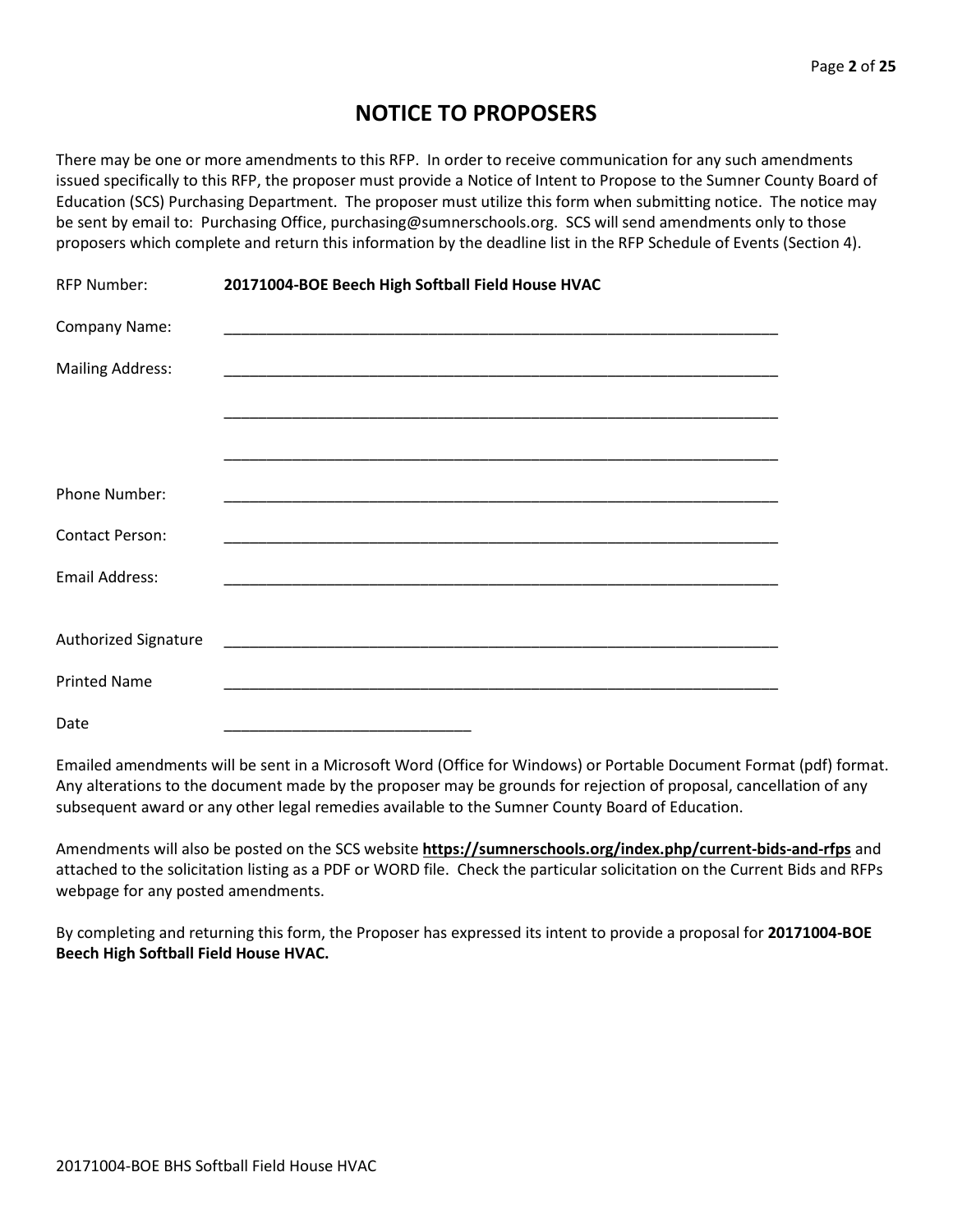# NOTICE TO PROPOSERS

There may be one or more amendments to this RFP. In order to receive communication for any such amendments issued specifically to this RFP, the proposer must provide a Notice of Intent to Propose to the Sumner County Board of Education (SCS) Purchasing Department. The proposer must utilize this form when submitting notice. The notice may be sent by email to: Purchasing Office, purchasing@sumnerschools.org. SCS will send amendments only to those proposers which complete and return this information by the deadline list in the RFP Schedule of Events (Section 4).

RFP Number: **20171004-BOE Beech High Softball Field House HVAC**

Company Name: ____________________________________________________________________

Mailing Address: ____________________________________________________________________

____________________________________________________________________

____________________________________________________________________

Phone Number: ____________________________________________________________________

Contact Person: ____________________________________________________________________

Email Address: ____________________________________________________________________

Authorized Signature ____________________________________________________________________

Printed Name ____________________________________________________________________

Date ______________________________

Emailed amendments will be sent in a Microsoft Word (Office for Windows) or Portable Document Format (pdf) format. Any alterations to the document made by the proposer may be grounds for rejection of proposal, cancellation of any subsequent award or any other legal remedies available to the Sumner County Board of Education.

Amendments will also be posted on the SCS website **https://sumnerschools.org/index.php/current-bids-and-rfps** and attached to the solicitation listing as a PDF or WORD file. Check the particular solicitation on the Current Bids and RFPs webpage for any posted amendments.

By completing and returning this form, the Proposer has expressed its intent to provide a proposal for **20171004-BOE Beech High Softball Field House HVAC.**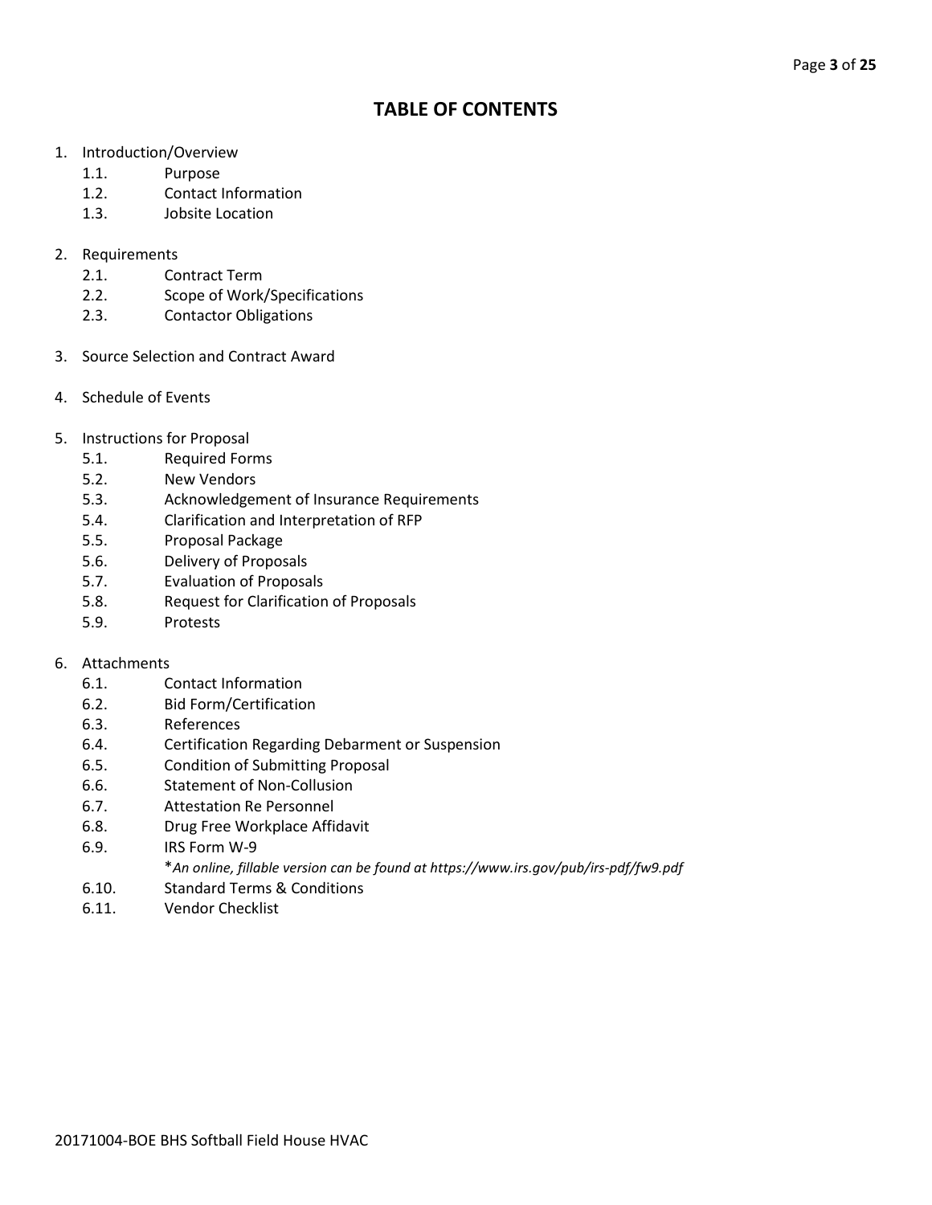# TABLE OF CONTENTS

1. Introduction/Overview
   - 1.1. Purpose
   - 1.2. Contact Information
   - 1.3. Jobsite Location

2. Requirements
   - 2.1. Contract Term
   - 2.2. Scope of Work/Specifications
   - 2.3. Contactor Obligations

3. Source Selection and Contract Award

4. Schedule of Events

5. Instructions for Proposal
   - 5.1. Required Forms
   - 5.2. New Vendors
   - 5.3. Acknowledgement of Insurance Requirements
   - 5.4. Clarification and Interpretation of RFP
   - 5.5. Proposal Package
   - 5.6. Delivery of Proposals
   - 5.7. Evaluation of Proposals
   - 5.8. Request for Clarification of Proposals
   - 5.9. Protests

6. Attachments
   - 6.1. Contact Information
   - 6.2. Bid Form/Certification
   - 6.3. References
   - 6.4. Certification Regarding Debarment or Suspension
   - 6.5. Condition of Submitting Proposal
   - 6.6. Statement of Non-Collusion
   - 6.7. Attestation Re Personnel
   - 6.8. Drug Free Workplace Affidavit
   - 6.9. IRS Form W-9

     *\*An online, fillable version can be found at https://www.irs.gov/pub/irs-pdf/fw9.pdf*
   - 6.10. Standard Terms & Conditions
   - 6.11. Vendor Checklist

20171004-BOE BHS Softball Field House HVAC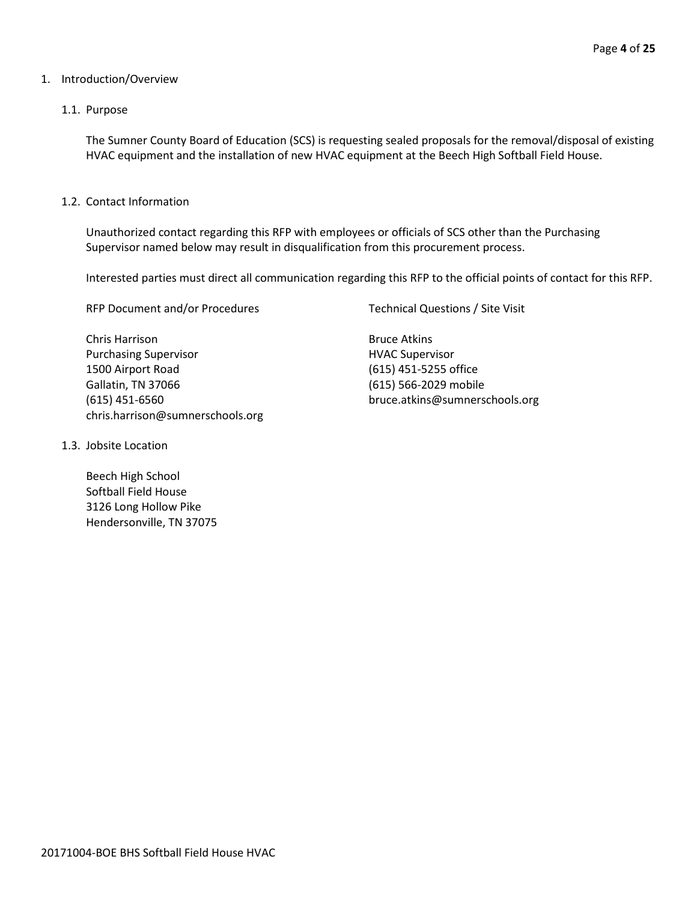# 1. Introduction/Overview

## 1.1. Purpose

The Sumner County Board of Education (SCS) is requesting sealed proposals for the removal/disposal of existing HVAC equipment and the installation of new HVAC equipment at the Beech High Softball Field House.

## 1.2. Contact Information

Unauthorized contact regarding this RFP with employees or officials of SCS other than the Purchasing Supervisor named below may result in disqualification from this procurement process.

Interested parties must direct all communication regarding this RFP to the official points of contact for this RFP.

| RFP Document and/or Procedures | Technical Questions / Site Visit |
| --- | --- |
| Chris Harrison<br>Purchasing Supervisor<br>1500 Airport Road<br>Gallatin, TN 37066<br>(615) 451-6560<br>chris.harrison@sumnerschools.org | Bruce Atkins<br>HVAC Supervisor<br>(615) 451-5255 office<br>(615) 566-2029 mobile<br>bruce.atkins@sumnerschools.org |

## 1.3. Jobsite Location

Beech High School
Softball Field House
3126 Long Hollow Pike
Hendersonville, TN 37075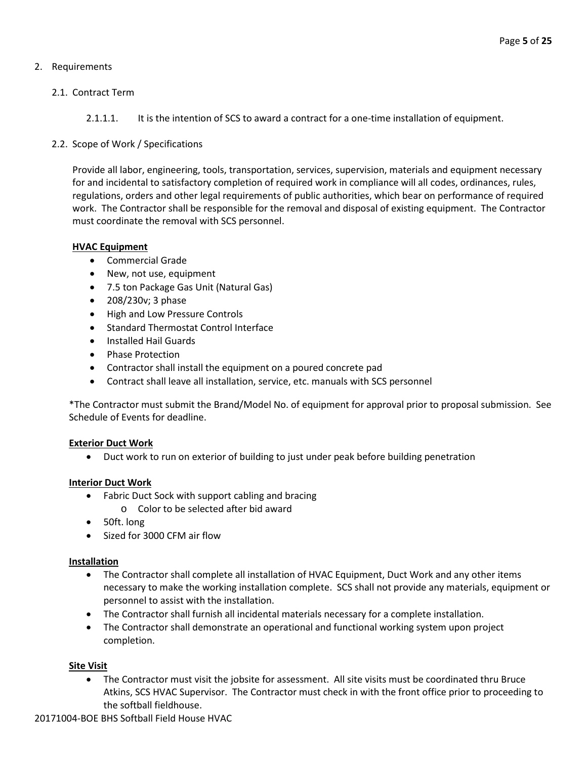2. Requirements

2.1. Contract Term

2.1.1.1. It is the intention of SCS to award a contract for a one-time installation of equipment.

2.2. Scope of Work / Specifications

Provide all labor, engineering, tools, transportation, services, supervision, materials and equipment necessary for and incidental to satisfactory completion of required work in compliance will all codes, ordinances, rules, regulations, orders and other legal requirements of public authorities, which bear on performance of required work. The Contractor shall be responsible for the removal and disposal of existing equipment. The Contractor must coordinate the removal with SCS personnel.

**HVAC Equipment**

- Commercial Grade
- New, not use, equipment
- 7.5 ton Package Gas Unit (Natural Gas)
- 208/230v; 3 phase
- High and Low Pressure Controls
- Standard Thermostat Control Interface
- Installed Hail Guards
- Phase Protection
- Contractor shall install the equipment on a poured concrete pad
- Contract shall leave all installation, service, etc. manuals with SCS personnel

*The Contractor must submit the Brand/Model No. of equipment for approval prior to proposal submission. See Schedule of Events for deadline.

**Exterior Duct Work**

- Duct work to run on exterior of building to just under peak before building penetration

**Interior Duct Work**

- Fabric Duct Sock with support cabling and bracing
  - Color to be selected after bid award
- 50ft. long
- Sized for 3000 CFM air flow

**Installation**

- The Contractor shall complete all installation of HVAC Equipment, Duct Work and any other items necessary to make the working installation complete. SCS shall not provide any materials, equipment or personnel to assist with the installation.
- The Contractor shall furnish all incidental materials necessary for a complete installation.
- The Contractor shall demonstrate an operational and functional working system upon project completion.

**Site Visit**

- The Contractor must visit the jobsite for assessment. All site visits must be coordinated thru Bruce Atkins, SCS HVAC Supervisor. The Contractor must check in with the front office prior to proceeding to the softball fieldhouse.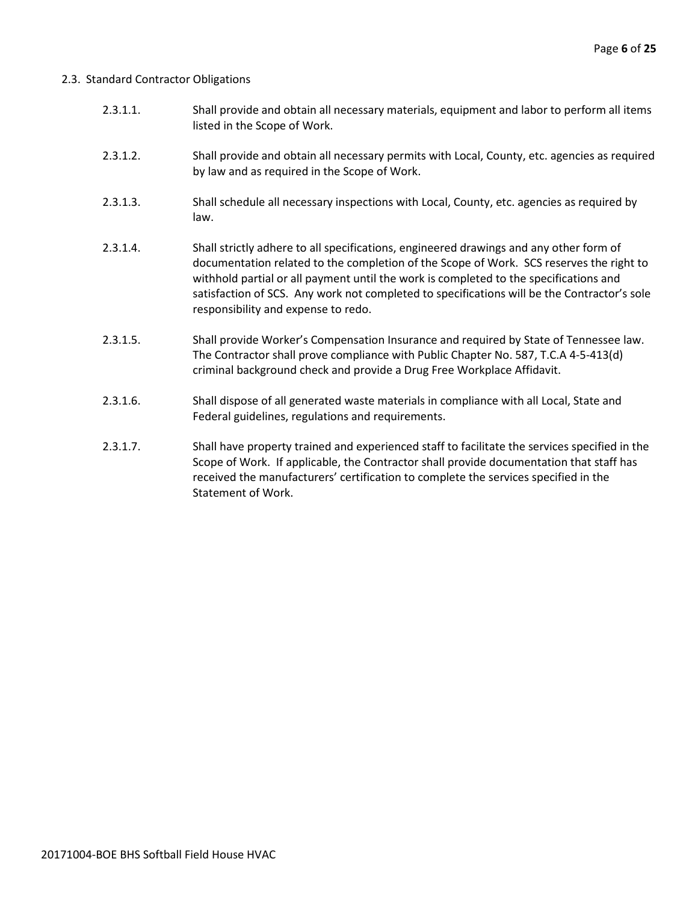## 2.3. Standard Contractor Obligations

2.3.1.1. Shall provide and obtain all necessary materials, equipment and labor to perform all items listed in the Scope of Work.

2.3.1.2. Shall provide and obtain all necessary permits with Local, County, etc. agencies as required by law and as required in the Scope of Work.

2.3.1.3. Shall schedule all necessary inspections with Local, County, etc. agencies as required by law.

2.3.1.4. Shall strictly adhere to all specifications, engineered drawings and any other form of documentation related to the completion of the Scope of Work. SCS reserves the right to withhold partial or all payment until the work is completed to the specifications and satisfaction of SCS. Any work not completed to specifications will be the Contractor's sole responsibility and expense to redo.

2.3.1.5. Shall provide Worker's Compensation Insurance and required by State of Tennessee law. The Contractor shall prove compliance with Public Chapter No. 587, T.C.A 4-5-413(d) criminal background check and provide a Drug Free Workplace Affidavit.

2.3.1.6. Shall dispose of all generated waste materials in compliance with all Local, State and Federal guidelines, regulations and requirements.

2.3.1.7. Shall have property trained and experienced staff to facilitate the services specified in the Scope of Work. If applicable, the Contractor shall provide documentation that staff has received the manufacturers' certification to complete the services specified in the Statement of Work.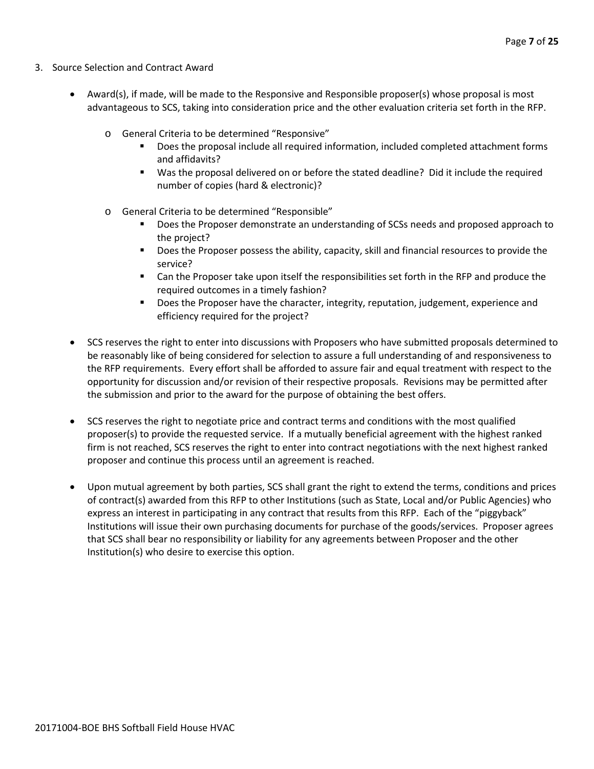3. Source Selection and Contract Award

- Award(s), if made, will be made to the Responsive and Responsible proposer(s) whose proposal is most advantageous to SCS, taking into consideration price and the other evaluation criteria set forth in the RFP.
  - General Criteria to be determined "Responsive"
    - Does the proposal include all required information, included completed attachment forms and affidavits?
    - Was the proposal delivered on or before the stated deadline? Did it include the required number of copies (hard & electronic)?
  - General Criteria to be determined "Responsible"
    - Does the Proposer demonstrate an understanding of SCSs needs and proposed approach to the project?
    - Does the Proposer possess the ability, capacity, skill and financial resources to provide the service?
    - Can the Proposer take upon itself the responsibilities set forth in the RFP and produce the required outcomes in a timely fashion?
    - Does the Proposer have the character, integrity, reputation, judgement, experience and efficiency required for the project?

- SCS reserves the right to enter into discussions with Proposers who have submitted proposals determined to be reasonably like of being considered for selection to assure a full understanding of and responsiveness to the RFP requirements. Every effort shall be afforded to assure fair and equal treatment with respect to the opportunity for discussion and/or revision of their respective proposals. Revisions may be permitted after the submission and prior to the award for the purpose of obtaining the best offers.

- SCS reserves the right to negotiate price and contract terms and conditions with the most qualified proposer(s) to provide the requested service. If a mutually beneficial agreement with the highest ranked firm is not reached, SCS reserves the right to enter into contract negotiations with the next highest ranked proposer and continue this process until an agreement is reached.

- Upon mutual agreement by both parties, SCS shall grant the right to extend the terms, conditions and prices of contract(s) awarded from this RFP to other Institutions (such as State, Local and/or Public Agencies) who express an interest in participating in any contract that results from this RFP. Each of the "piggyback" Institutions will issue their own purchasing documents for purchase of the goods/services. Proposer agrees that SCS shall bear no responsibility or liability for any agreements between Proposer and the other Institution(s) who desire to exercise this option.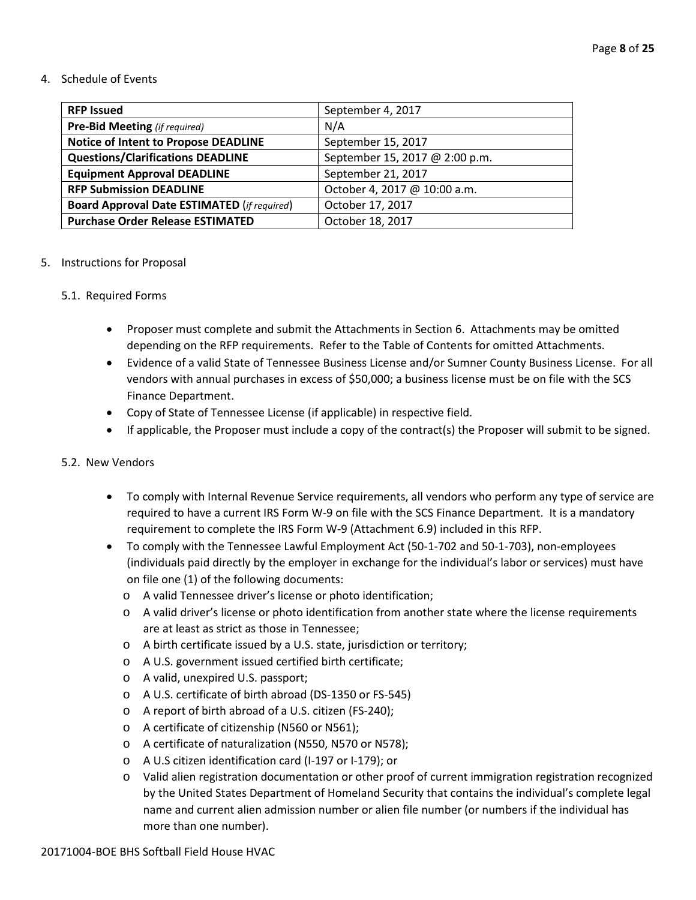4. Schedule of Events

| **RFP Issued** | September 4, 2017 |
|---|---|
| **Pre-Bid Meeting** *(if required)* | N/A |
| **Notice of Intent to Propose DEADLINE** | September 15, 2017 |
| **Questions/Clarifications DEADLINE** | September 15, 2017 @ 2:00 p.m. |
| **Equipment Approval DEADLINE** | September 21, 2017 |
| **RFP Submission DEADLINE** | October 4, 2017 @ 10:00 a.m. |
| **Board Approval Date ESTIMATED** (*if required*) | October 17, 2017 |
| **Purchase Order Release ESTIMATED** | October 18, 2017 |

5. Instructions for Proposal

5.1. Required Forms

- Proposer must complete and submit the Attachments in Section 6. Attachments may be omitted depending on the RFP requirements. Refer to the Table of Contents for omitted Attachments.
- Evidence of a valid State of Tennessee Business License and/or Sumner County Business License. For all vendors with annual purchases in excess of $50,000; a business license must be on file with the SCS Finance Department.
- Copy of State of Tennessee License (if applicable) in respective field.
- If applicable, the Proposer must include a copy of the contract(s) the Proposer will submit to be signed.

5.2. New Vendors

- To comply with Internal Revenue Service requirements, all vendors who perform any type of service are required to have a current IRS Form W-9 on file with the SCS Finance Department. It is a mandatory requirement to complete the IRS Form W-9 (Attachment 6.9) included in this RFP.
- To comply with the Tennessee Lawful Employment Act (50-1-702 and 50-1-703), non-employees (individuals paid directly by the employer in exchange for the individual's labor or services) must have on file one (1) of the following documents:
  - A valid Tennessee driver's license or photo identification;
  - A valid driver's license or photo identification from another state where the license requirements are at least as strict as those in Tennessee;
  - A birth certificate issued by a U.S. state, jurisdiction or territory;
  - A U.S. government issued certified birth certificate;
  - A valid, unexpired U.S. passport;
  - A U.S. certificate of birth abroad (DS-1350 or FS-545)
  - A report of birth abroad of a U.S. citizen (FS-240);
  - A certificate of citizenship (N560 or N561);
  - A certificate of naturalization (N550, N570 or N578);
  - A U.S citizen identification card (I-197 or I-179); or
  - Valid alien registration documentation or other proof of current immigration registration recognized by the United States Department of Homeland Security that contains the individual's complete legal name and current alien admission number or alien file number (or numbers if the individual has more than one number).

20171004-BOE BHS Softball Field House HVAC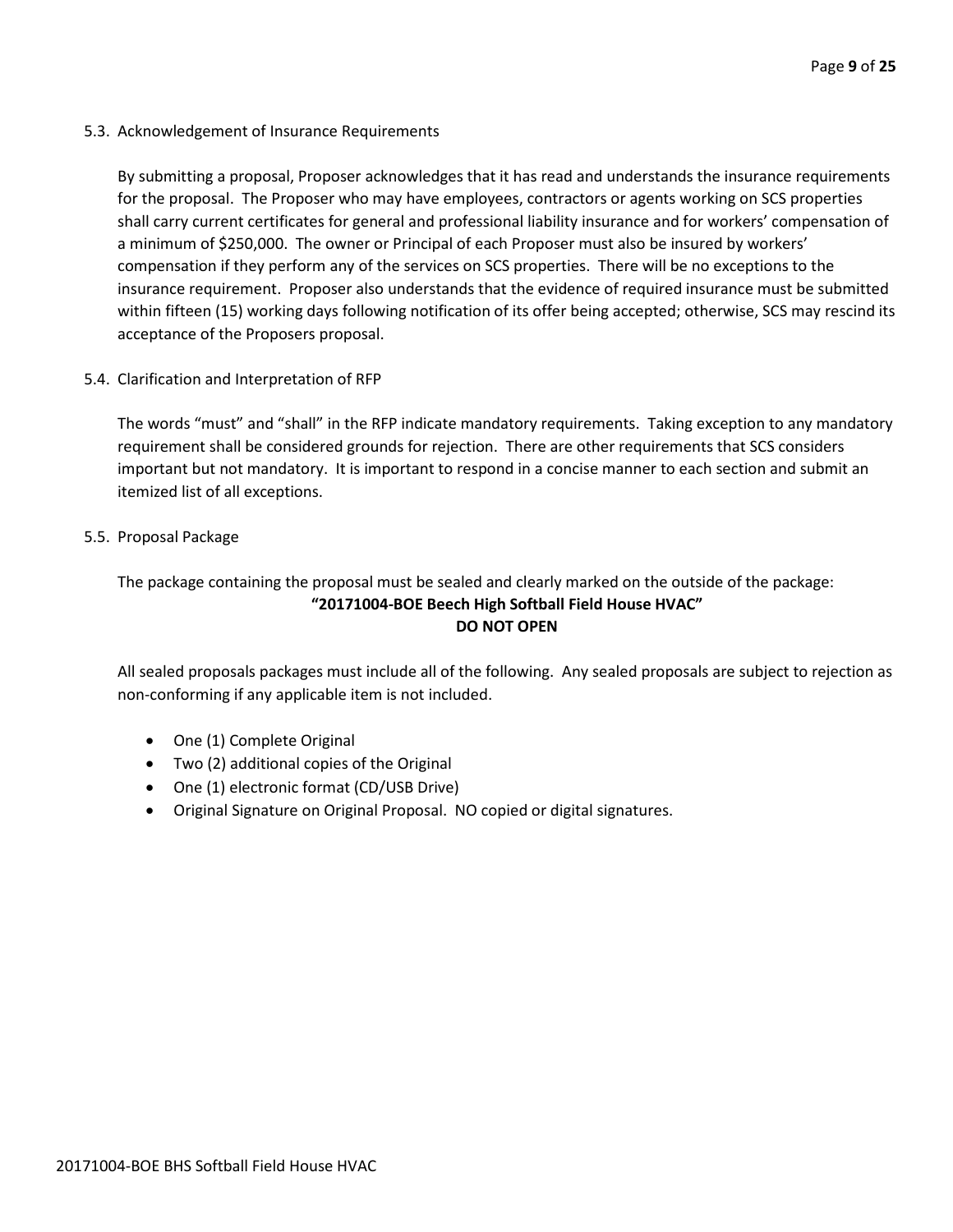### 5.3. Acknowledgement of Insurance Requirements

By submitting a proposal, Proposer acknowledges that it has read and understands the insurance requirements for the proposal. The Proposer who may have employees, contractors or agents working on SCS properties shall carry current certificates for general and professional liability insurance and for workers' compensation of a minimum of $250,000. The owner or Principal of each Proposer must also be insured by workers' compensation if they perform any of the services on SCS properties. There will be no exceptions to the insurance requirement. Proposer also understands that the evidence of required insurance must be submitted within fifteen (15) working days following notification of its offer being accepted; otherwise, SCS may rescind its acceptance of the Proposers proposal.

### 5.4. Clarification and Interpretation of RFP

The words "must" and "shall" in the RFP indicate mandatory requirements. Taking exception to any mandatory requirement shall be considered grounds for rejection. There are other requirements that SCS considers important but not mandatory. It is important to respond in a concise manner to each section and submit an itemized list of all exceptions.

### 5.5. Proposal Package

The package containing the proposal must be sealed and clearly marked on the outside of the package:

**"20171004-BOE Beech High Softball Field House HVAC"**
**DO NOT OPEN**

All sealed proposals packages must include all of the following. Any sealed proposals are subject to rejection as non-conforming if any applicable item is not included.

- One (1) Complete Original
- Two (2) additional copies of the Original
- One (1) electronic format (CD/USB Drive)
- Original Signature on Original Proposal. NO copied or digital signatures.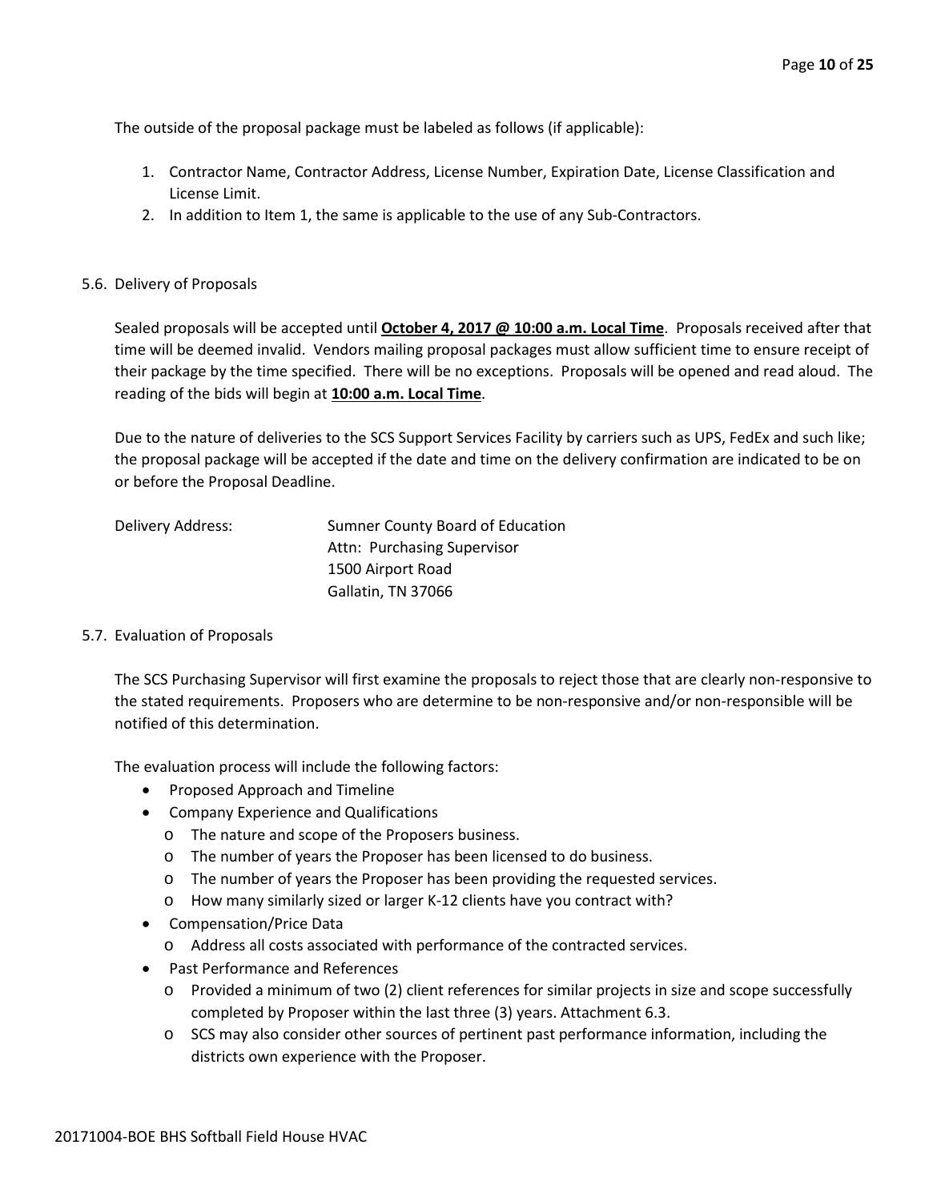The outside of the proposal package must be labeled as follows (if applicable):

1. Contractor Name, Contractor Address, License Number, Expiration Date, License Classification and License Limit.
2. In addition to Item 1, the same is applicable to the use of any Sub-Contractors.

5.6. Delivery of Proposals

Sealed proposals will be accepted until **October 4, 2017 @ 10:00 a.m. Local Time**. Proposals received after that time will be deemed invalid. Vendors mailing proposal packages must allow sufficient time to ensure receipt of their package by the time specified. There will be no exceptions. Proposals will be opened and read aloud. The reading of the bids will begin at **10:00 a.m. Local Time**.

Due to the nature of deliveries to the SCS Support Services Facility by carriers such as UPS, FedEx and such like; the proposal package will be accepted if the date and time on the delivery confirmation are indicated to be on or before the Proposal Deadline.

Delivery Address:
Sumner County Board of Education
Attn: Purchasing Supervisor
1500 Airport Road
Gallatin, TN 37066

5.7. Evaluation of Proposals

The SCS Purchasing Supervisor will first examine the proposals to reject those that are clearly non-responsive to the stated requirements. Proposers who are determine to be non-responsive and/or non-responsible will be notified of this determination.

The evaluation process will include the following factors:

- Proposed Approach and Timeline
- Company Experience and Qualifications
  - The nature and scope of the Proposers business.
  - The number of years the Proposer has been licensed to do business.
  - The number of years the Proposer has been providing the requested services.
  - How many similarly sized or larger K-12 clients have you contract with?
- Compensation/Price Data
  - Address all costs associated with performance of the contracted services.
- Past Performance and References
  - Provided a minimum of two (2) client references for similar projects in size and scope successfully completed by Proposer within the last three (3) years. Attachment 6.3.
  - SCS may also consider other sources of pertinent past performance information, including the districts own experience with the Proposer.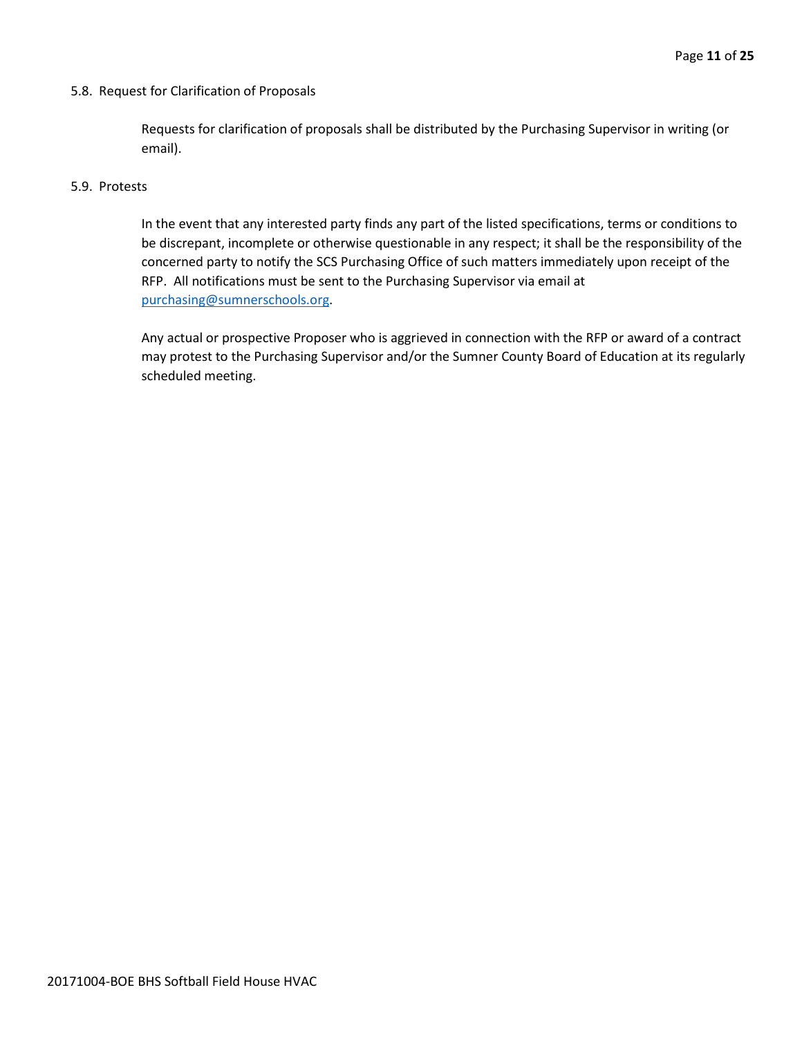### 5.8. Request for Clarification of Proposals

Requests for clarification of proposals shall be distributed by the Purchasing Supervisor in writing (or email).

### 5.9. Protests

In the event that any interested party finds any part of the listed specifications, terms or conditions to be discrepant, incomplete or otherwise questionable in any respect; it shall be the responsibility of the concerned party to notify the SCS Purchasing Office of such matters immediately upon receipt of the RFP. All notifications must be sent to the Purchasing Supervisor via email at purchasing@sumnerschools.org.

Any actual or prospective Proposer who is aggrieved in connection with the RFP or award of a contract may protest to the Purchasing Supervisor and/or the Sumner County Board of Education at its regularly scheduled meeting.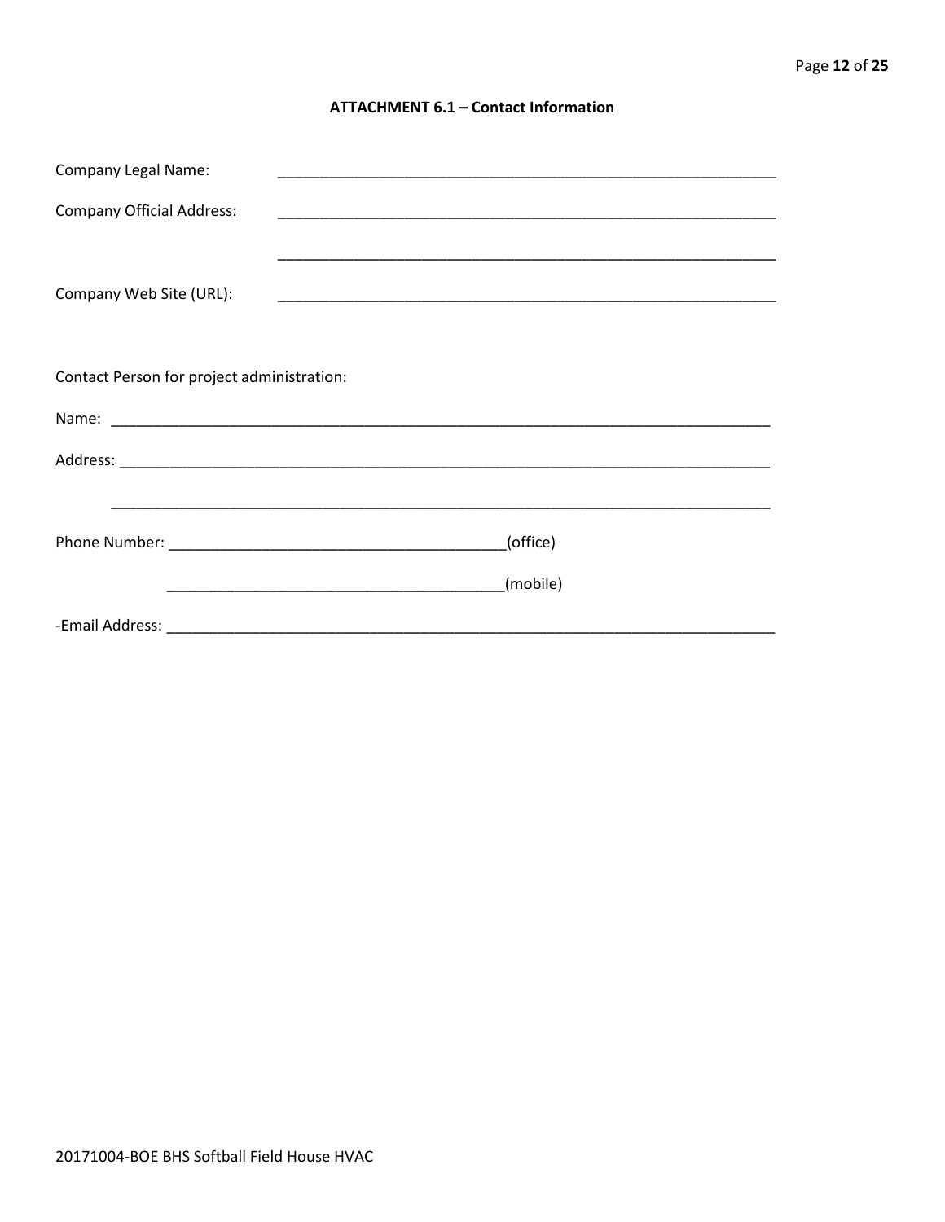**ATTACHMENT 6.1 – Contact Information**

Company Legal Name: ____________________________________________________________

Company Official Address: ____________________________________________________________

____________________________________________________________

Company Web Site (URL): ____________________________________________________________

Contact Person for project administration:

Name: ________________________________________________________________________________

Address: ______________________________________________________________________________

______________________________________________________________________________

Phone Number: ________________________________________(office)

________________________________________(mobile)

-Email Address: ___________________________________________________________________________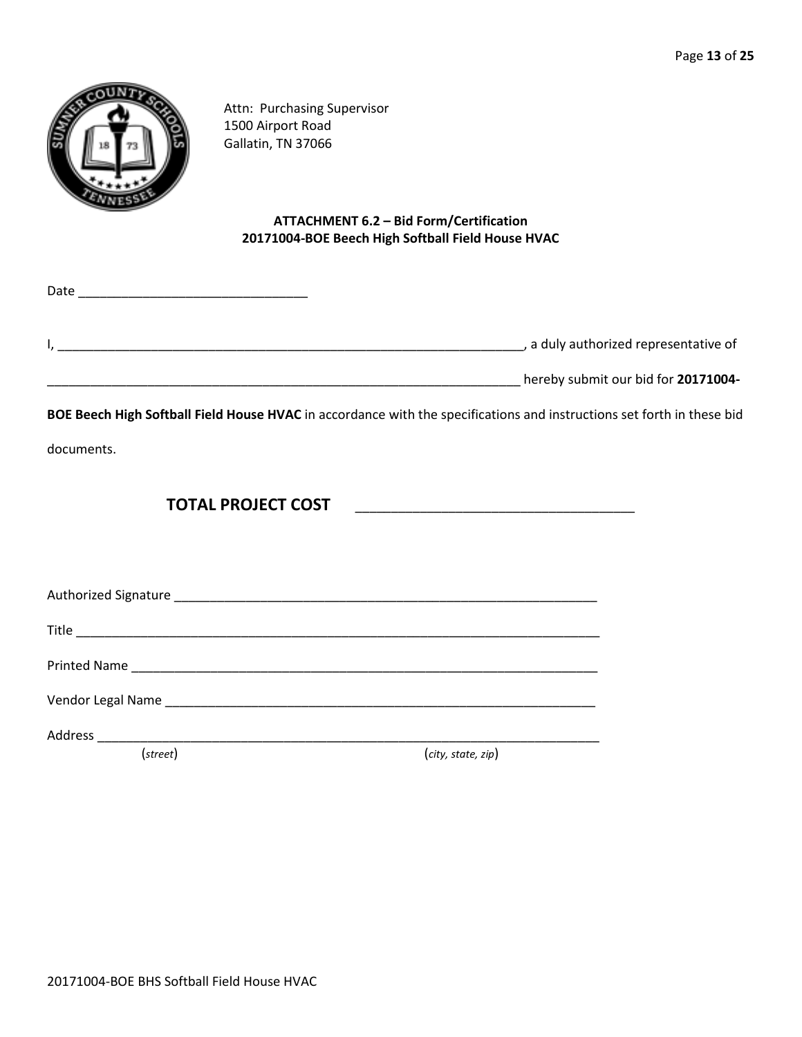Attn: Purchasing Supervisor
1500 Airport Road
Gallatin, TN 37066

**ATTACHMENT 6.2 – Bid Form/Certification**
**20171004-BOE Beech High Softball Field House HVAC**

Date ________________________________

I, ____________________________________________________________________, a duly authorized representative of

______________________________________________________________________ hereby submit our bid for **20171004-BOE Beech High Softball Field House HVAC** in accordance with the specifications and instructions set forth in these bid documents.

**TOTAL PROJECT COST** ____________________________________

Authorized Signature ______________________________________________________________

Title ______________________________________________________________________________

Printed Name _____________________________________________________________________

Vendor Legal Name ________________________________________________________________

Address ___________________________________________________________________________
(*street*) (*city, state, zip*)

20171004-BOE BHS Softball Field House HVAC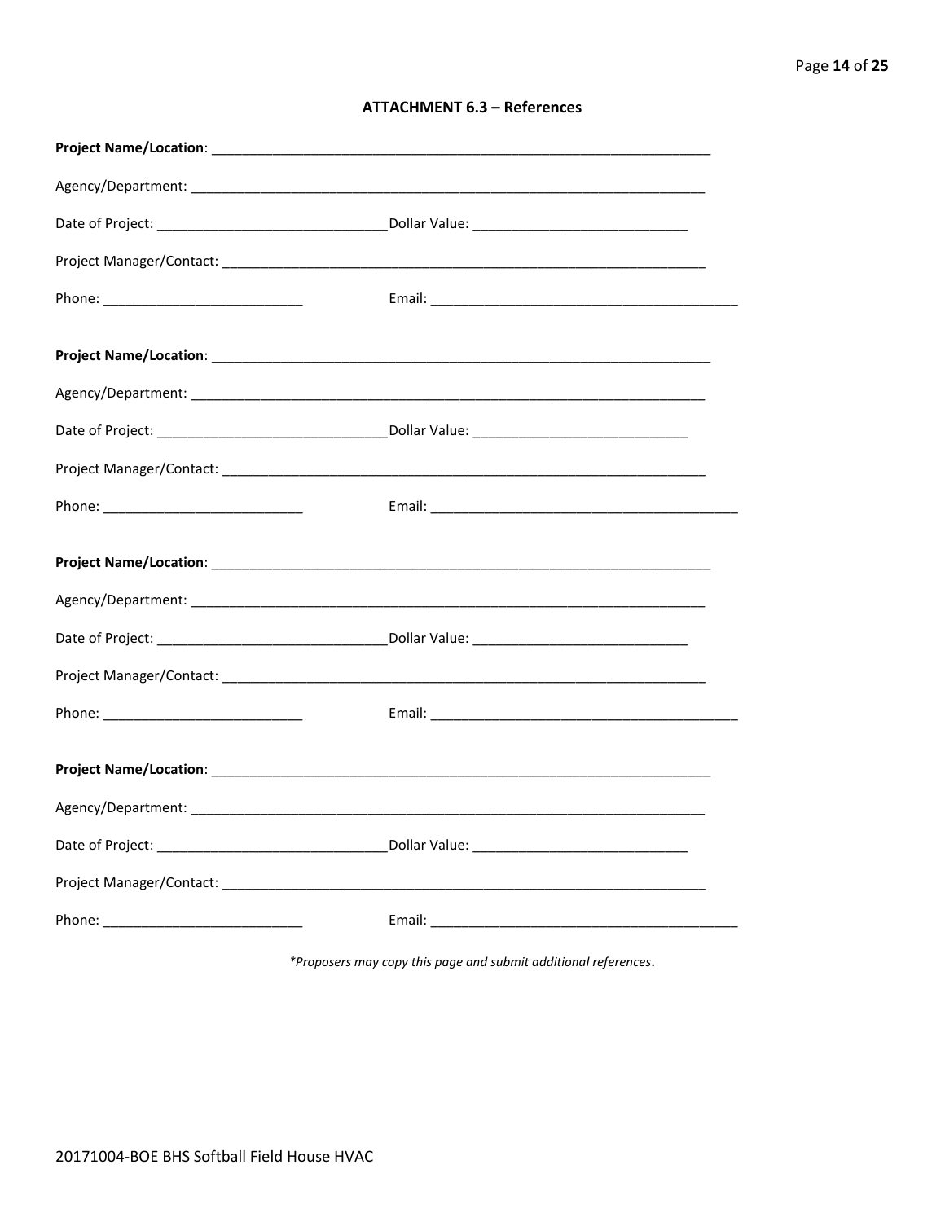## ATTACHMENT 6.3 – References

**Project Name/Location**: ____________________________________________________________________

Agency/Department: ____________________________________________________________________

Date of Project: ______________________________ Dollar Value: ____________________________

Project Manager/Contact: ____________________________________________________________________

Phone: __________________________ Email: ________________________________________

**Project Name/Location**: ____________________________________________________________________

Agency/Department: ____________________________________________________________________

Date of Project: ______________________________ Dollar Value: ____________________________

Project Manager/Contact: ____________________________________________________________________

Phone: __________________________ Email: ________________________________________

**Project Name/Location**: ____________________________________________________________________

Agency/Department: ____________________________________________________________________

Date of Project: ______________________________ Dollar Value: ____________________________

Project Manager/Contact: ____________________________________________________________________

Phone: __________________________ Email: ________________________________________

**Project Name/Location**: ____________________________________________________________________

Agency/Department: ____________________________________________________________________

Date of Project: ______________________________ Dollar Value: ____________________________

Project Manager/Contact: ____________________________________________________________________

Phone: __________________________ Email: ________________________________________

*\*Proposers may copy this page and submit additional references.*

20171004-BOE BHS Softball Field House HVAC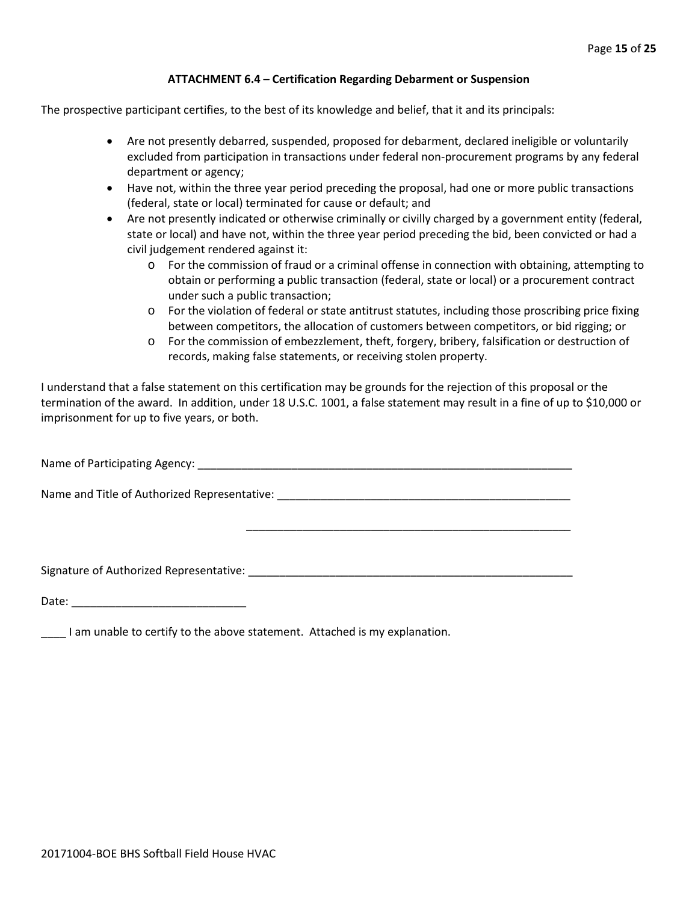### ATTACHMENT 6.4 – Certification Regarding Debarment or Suspension

The prospective participant certifies, to the best of its knowledge and belief, that it and its principals:

- Are not presently debarred, suspended, proposed for debarment, declared ineligible or voluntarily excluded from participation in transactions under federal non-procurement programs by any federal department or agency;
- Have not, within the three year period preceding the proposal, had one or more public transactions (federal, state or local) terminated for cause or default; and
- Are not presently indicated or otherwise criminally or civilly charged by a government entity (federal, state or local) and have not, within the three year period preceding the bid, been convicted or had a civil judgement rendered against it:
  - For the commission of fraud or a criminal offense in connection with obtaining, attempting to obtain or performing a public transaction (federal, state or local) or a procurement contract under such a public transaction;
  - For the violation of federal or state antitrust statutes, including those proscribing price fixing between competitors, the allocation of customers between competitors, or bid rigging; or
  - For the commission of embezzlement, theft, forgery, bribery, falsification or destruction of records, making false statements, or receiving stolen property.

I understand that a false statement on this certification may be grounds for the rejection of this proposal or the termination of the award. In addition, under 18 U.S.C. 1001, a false statement may result in a fine of up to $10,000 or imprisonment for up to five years, or both.

Name of Participating Agency: _______________________________________________________________

Name and Title of Authorized Representative: _________________________________________________

_________________________________________________

Signature of Authorized Representative: ______________________________________________________

Date: ____________________________

____ I am unable to certify to the above statement. Attached is my explanation.

20171004-BOE BHS Softball Field House HVAC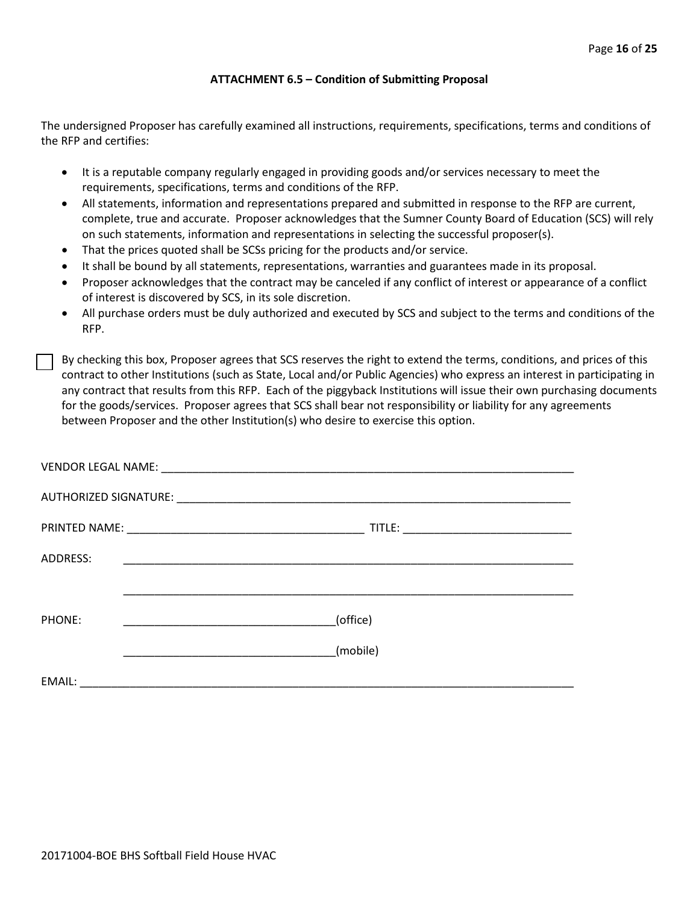### ATTACHMENT 6.5 – Condition of Submitting Proposal

The undersigned Proposer has carefully examined all instructions, requirements, specifications, terms and conditions of the RFP and certifies:

- It is a reputable company regularly engaged in providing goods and/or services necessary to meet the requirements, specifications, terms and conditions of the RFP.
- All statements, information and representations prepared and submitted in response to the RFP are current, complete, true and accurate. Proposer acknowledges that the Sumner County Board of Education (SCS) will rely on such statements, information and representations in selecting the successful proposer(s).
- That the prices quoted shall be SCSs pricing for the products and/or service.
- It shall be bound by all statements, representations, warranties and guarantees made in its proposal.
- Proposer acknowledges that the contract may be canceled if any conflict of interest or appearance of a conflict of interest is discovered by SCS, in its sole discretion.
- All purchase orders must be duly authorized and executed by SCS and subject to the terms and conditions of the RFP.

☐ By checking this box, Proposer agrees that SCS reserves the right to extend the terms, conditions, and prices of this contract to other Institutions (such as State, Local and/or Public Agencies) who express an interest in participating in any contract that results from this RFP. Each of the piggyback Institutions will issue their own purchasing documents for the goods/services. Proposer agrees that SCS shall bear not responsibility or liability for any agreements between Proposer and the other Institution(s) who desire to exercise this option.

VENDOR LEGAL NAME: ____________________________________________________________________

AUTHORIZED SIGNATURE: ________________________________________________________________

PRINTED NAME: ______________________________________ TITLE: ___________________________

ADDRESS: ________________________________________________________________________

________________________________________________________________________

PHONE: __________________________________(office)

__________________________________(mobile)

EMAIL: ________________________________________________________________________________

20171004-BOE BHS Softball Field House HVAC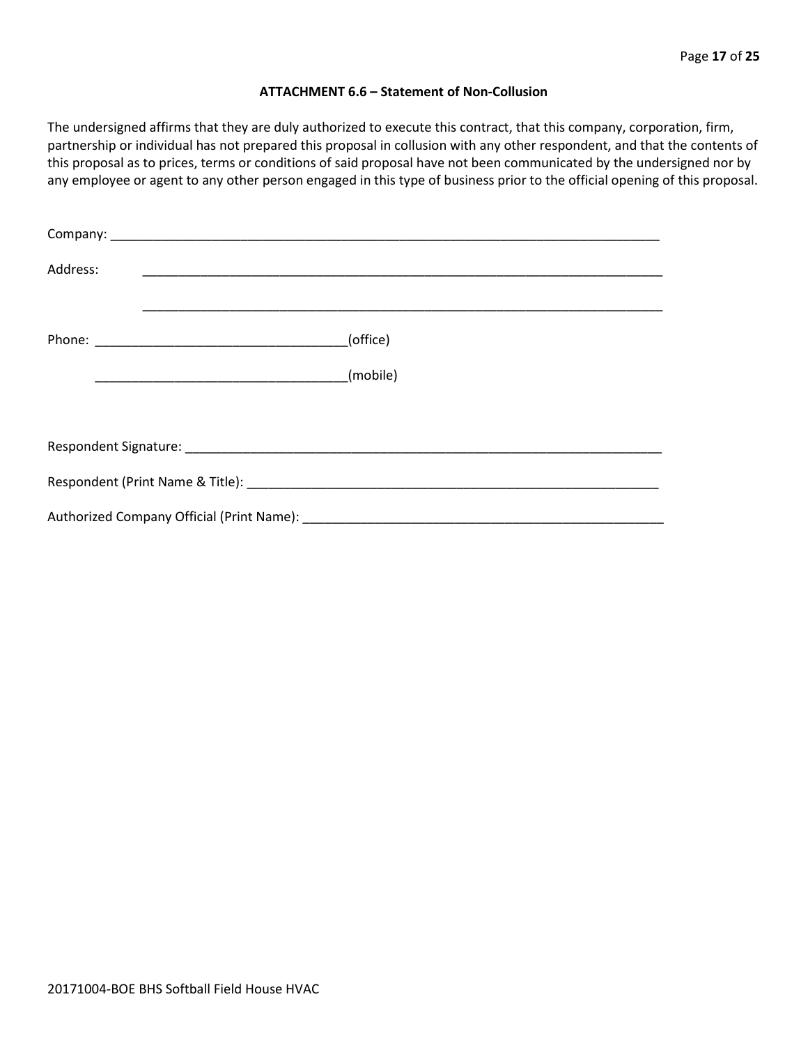### ATTACHMENT 6.6 – Statement of Non-Collusion

The undersigned affirms that they are duly authorized to execute this contract, that this company, corporation, firm, partnership or individual has not prepared this proposal in collusion with any other respondent, and that the contents of this proposal as to prices, terms or conditions of said proposal have not been communicated by the undersigned nor by any employee or agent to any other person engaged in this type of business prior to the official opening of this proposal.

Company: ____________________________________________________________________________

Address: ____________________________________________________________________________

____________________________________________________________________________

Phone: ___________________________________(office)

___________________________________(mobile)

Respondent Signature: ___________________________________________________________________

Respondent (Print Name & Title): _________________________________________________________

Authorized Company Official (Print Name): _________________________________________________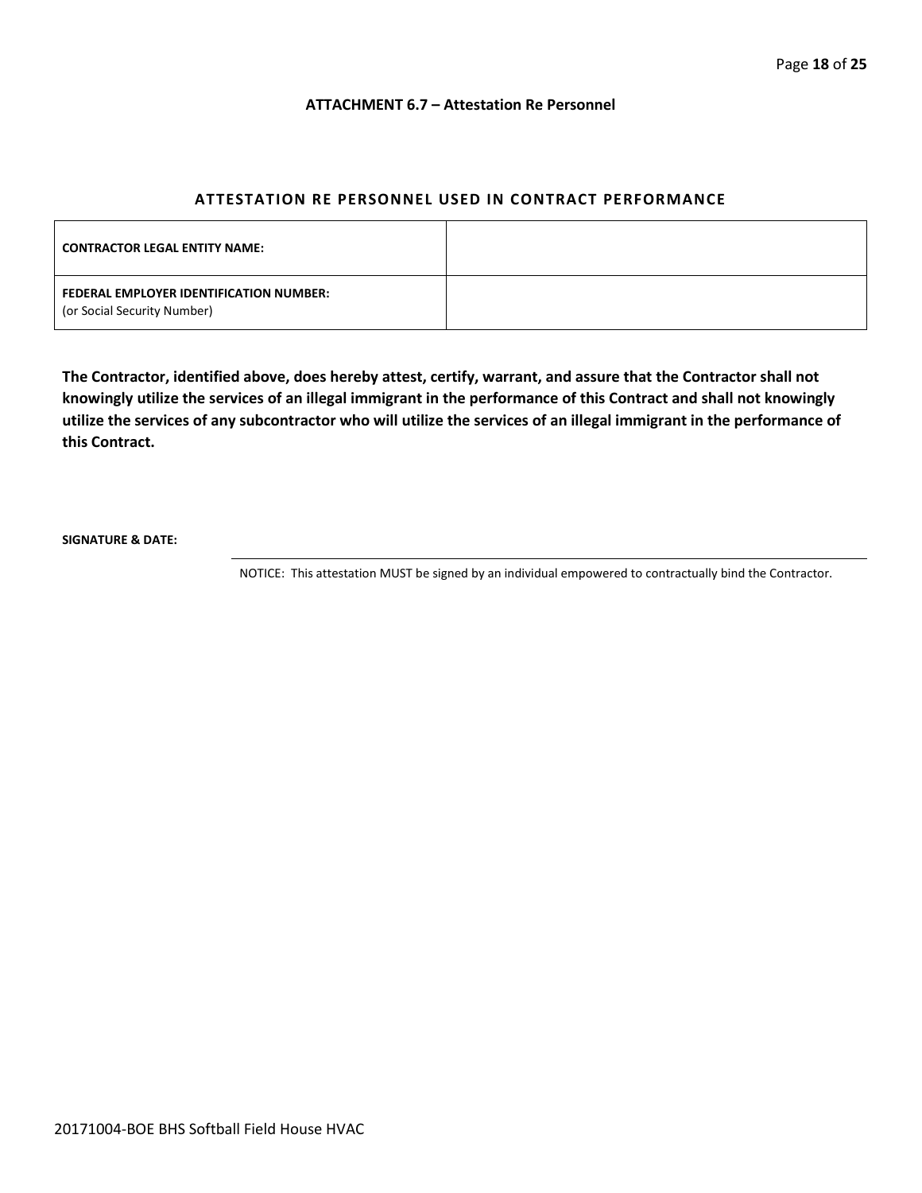**ATTACHMENT 6.7 – Attestation Re Personnel**

## ATTESTATION RE PERSONNEL USED IN CONTRACT PERFORMANCE

| | |
|---|---|
| **CONTRACTOR LEGAL ENTITY NAME:** | |
| **FEDERAL EMPLOYER IDENTIFICATION NUMBER:** (or Social Security Number) | |

**The Contractor, identified above, does hereby attest, certify, warrant, and assure that the Contractor shall not knowingly utilize the services of an illegal immigrant in the performance of this Contract and shall not knowingly utilize the services of any subcontractor who will utilize the services of an illegal immigrant in the performance of this Contract.**

**SIGNATURE & DATE:**

NOTICE: This attestation MUST be signed by an individual empowered to contractually bind the Contractor.

20171004-BOE BHS Softball Field House HVAC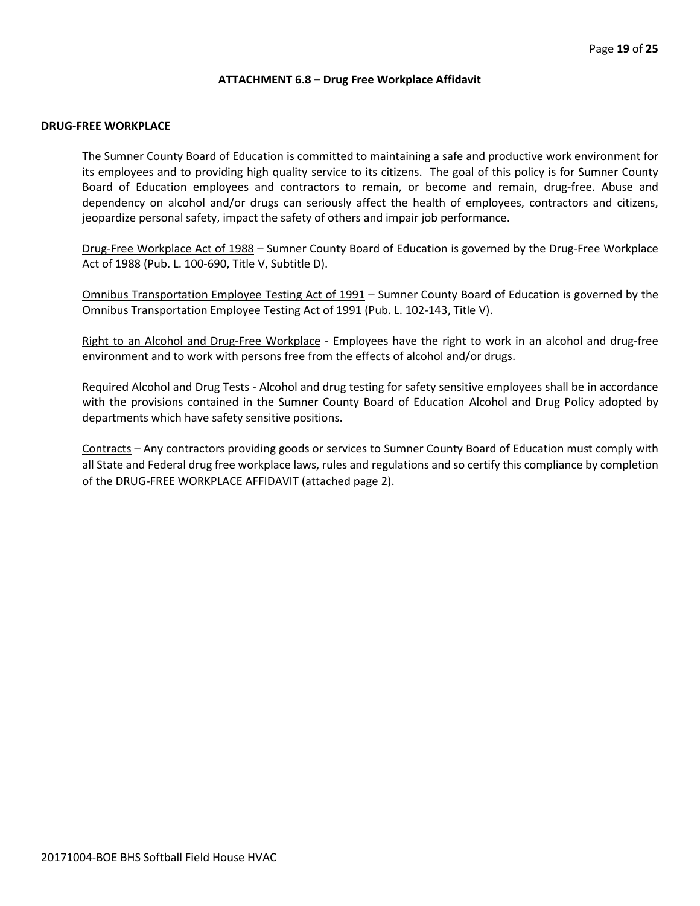### ATTACHMENT 6.8 – Drug Free Workplace Affidavit

**DRUG-FREE WORKPLACE**

The Sumner County Board of Education is committed to maintaining a safe and productive work environment for its employees and to providing high quality service to its citizens. The goal of this policy is for Sumner County Board of Education employees and contractors to remain, or become and remain, drug-free. Abuse and dependency on alcohol and/or drugs can seriously affect the health of employees, contractors and citizens, jeopardize personal safety, impact the safety of others and impair job performance.

<u>Drug-Free Workplace Act of 1988</u> – Sumner County Board of Education is governed by the Drug-Free Workplace Act of 1988 (Pub. L. 100-690, Title V, Subtitle D).

<u>Omnibus Transportation Employee Testing Act of 1991</u> – Sumner County Board of Education is governed by the Omnibus Transportation Employee Testing Act of 1991 (Pub. L. 102-143, Title V).

<u>Right to an Alcohol and Drug-Free Workplace</u> - Employees have the right to work in an alcohol and drug-free environment and to work with persons free from the effects of alcohol and/or drugs.

<u>Required Alcohol and Drug Tests</u> - Alcohol and drug testing for safety sensitive employees shall be in accordance with the provisions contained in the Sumner County Board of Education Alcohol and Drug Policy adopted by departments which have safety sensitive positions.

<u>Contracts</u> – Any contractors providing goods or services to Sumner County Board of Education must comply with all State and Federal drug free workplace laws, rules and regulations and so certify this compliance by completion of the DRUG-FREE WORKPLACE AFFIDAVIT (attached page 2).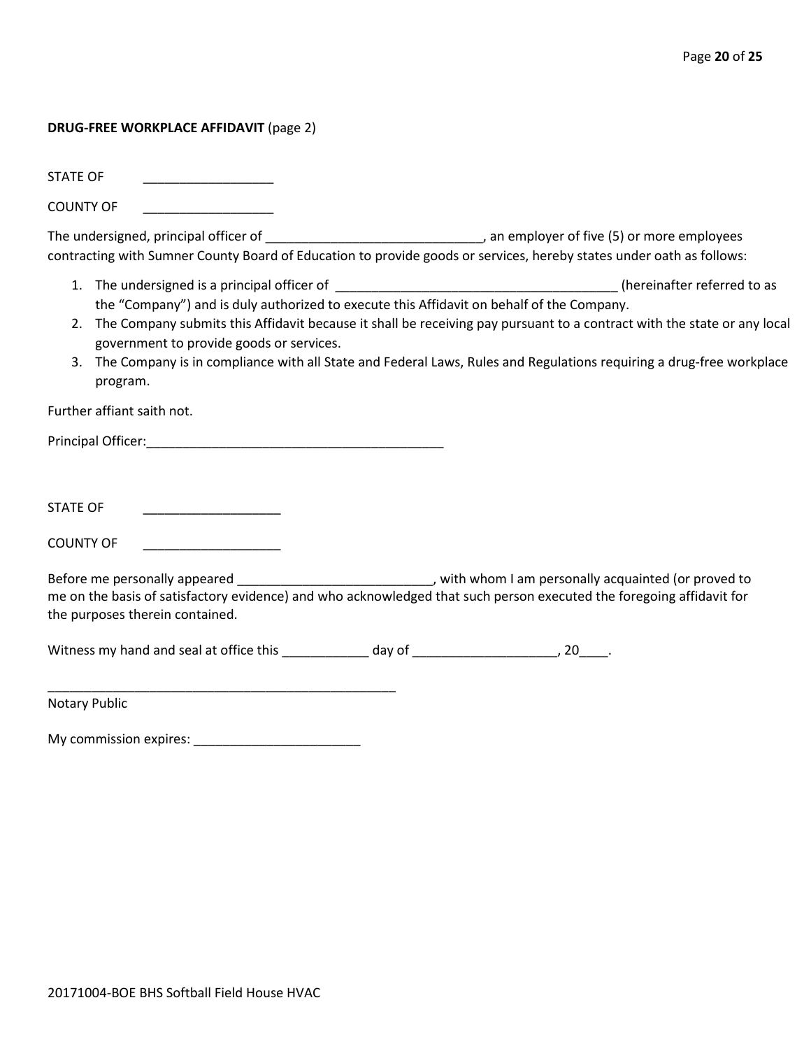**DRUG-FREE WORKPLACE AFFIDAVIT** (page 2)

STATE OF \_\_\_\_\_\_\_\_\_\_\_\_\_\_\_\_\_\_

COUNTY OF \_\_\_\_\_\_\_\_\_\_\_\_\_\_\_\_\_\_

The undersigned, principal officer of \_\_\_\_\_\_\_\_\_\_\_\_\_\_\_\_\_\_\_\_\_\_\_\_\_\_\_\_\_\_, an employer of five (5) or more employees contracting with Sumner County Board of Education to provide goods or services, hereby states under oath as follows:

1. The undersigned is a principal officer of \_\_\_\_\_\_\_\_\_\_\_\_\_\_\_\_\_\_\_\_\_\_\_\_\_\_\_\_\_\_\_\_\_\_\_\_\_\_ (hereinafter referred to as the "Company") and is duly authorized to execute this Affidavit on behalf of the Company.
2. The Company submits this Affidavit because it shall be receiving pay pursuant to a contract with the state or any local government to provide goods or services.
3. The Company is in compliance with all State and Federal Laws, Rules and Regulations requiring a drug-free workplace program.

Further affiant saith not.

Principal Officer:\_\_\_\_\_\_\_\_\_\_\_\_\_\_\_\_\_\_\_\_\_\_\_\_\_\_\_\_\_\_\_\_\_\_\_\_\_\_\_\_\_

STATE OF \_\_\_\_\_\_\_\_\_\_\_\_\_\_\_\_\_\_\_

COUNTY OF \_\_\_\_\_\_\_\_\_\_\_\_\_\_\_\_\_\_\_

Before me personally appeared \_\_\_\_\_\_\_\_\_\_\_\_\_\_\_\_\_\_\_\_\_\_\_\_\_\_\_, with whom I am personally acquainted (or proved to me on the basis of satisfactory evidence) and who acknowledged that such person executed the foregoing affidavit for the purposes therein contained.

Witness my hand and seal at office this \_\_\_\_\_\_\_\_\_\_\_\_ day of \_\_\_\_\_\_\_\_\_\_\_\_\_\_\_\_\_\_\_\_, 20\_\_\_\_.

\_\_\_\_\_\_\_\_\_\_\_\_\_\_\_\_\_\_\_\_\_\_\_\_\_\_\_\_\_\_\_\_\_\_\_\_\_\_\_\_\_\_\_\_\_\_\_\_

Notary Public

My commission expires: \_\_\_\_\_\_\_\_\_\_\_\_\_\_\_\_\_\_\_\_\_\_\_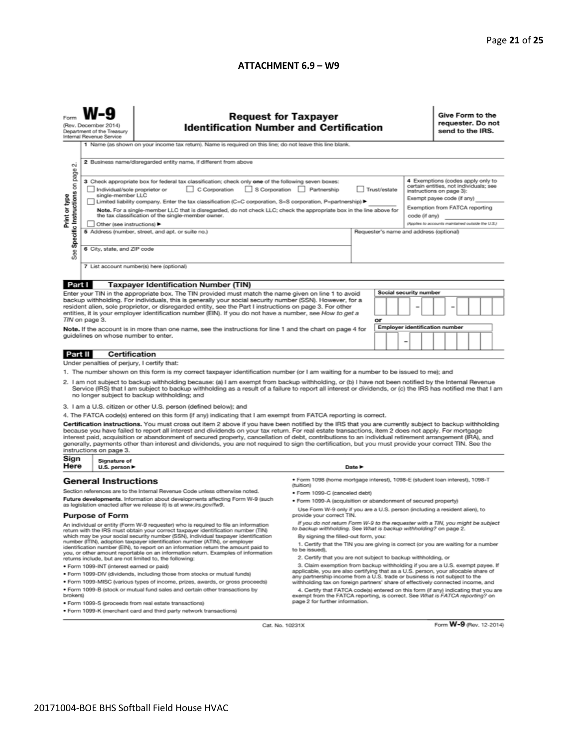## ATTACHMENT 6.9 – W9

Form **W-9**
(Rev. December 2014)
Department of the Treasury
Internal Revenue Service

# Request for Taxpayer Identification Number and Certification

**Give Form to the requester. Do not send to the IRS.**

Print or type
See **Specific Instructions** on page 2.

1 Name (as shown on your income tax return). Name is required on this line; do not leave this line blank.

2 Business name/disregarded entity name, if different from above

3 Check appropriate box for federal tax classification; check only **one** of the following seven boxes:

- ☐ Individual/sole proprietor or single-member LLC
- ☐ C Corporation
- ☐ S Corporation
- ☐ Partnership
- ☐ Trust/estate
- ☐ Limited liability company. Enter the tax classification (C=C corporation, S=S corporation, P=partnership) ► ________

**Note.** For a single-member LLC that is disregarded, do not check LLC; check the appropriate box in the line above for the tax classification of the single-member owner.

- ☐ Other (see instructions) ►

4 Exemptions (codes apply only to certain entities, not individuals; see instructions on page 3):

Exempt payee code (if any) ________

Exemption from FATCA reporting code (if any) ________

*(Applies to accounts maintained outside the U.S.)*

5 Address (number, street, and apt. or suite no.)

Requester's name and address (optional)

6 City, state, and ZIP code

7 List account number(s) here (optional)

## Part I Taxpayer Identification Number (TIN)

Enter your TIN in the appropriate box. The TIN provided must match the name given on line 1 to avoid backup withholding. For individuals, this is generally your social security number (SSN). However, for a resident alien, sole proprietor, or disregarded entity, see the Part I instructions on page 3. For other entities, it is your employer identification number (EIN). If you do not have a number, see *How to get a TIN* on page 3.

**Note.** If the account is in more than one name, see the instructions for line 1 and the chart on page 4 for guidelines on whose number to enter.

**Social security number**

☐☐☐ – ☐☐ – ☐☐☐☐

**or**

**Employer identification number**

☐☐ – ☐☐☐☐☐☐☐

## Part II Certification

Under penalties of perjury, I certify that:

1. The number shown on this form is my correct taxpayer identification number (or I am waiting for a number to be issued to me); and
2. I am not subject to backup withholding because: (a) I am exempt from backup withholding, or (b) I have not been notified by the Internal Revenue Service (IRS) that I am subject to backup withholding as a result of a failure to report all interest or dividends, or (c) the IRS has notified me that I am no longer subject to backup withholding; and
3. I am a U.S. citizen or other U.S. person (defined below); and
4. The FATCA code(s) entered on this form (if any) indicating that I am exempt from FATCA reporting is correct.

**Certification instructions.** You must cross out item 2 above if you have been notified by the IRS that you are currently subject to backup withholding because you have failed to report all interest and dividends on your tax return. For real estate transactions, item 2 does not apply. For mortgage interest paid, acquisition or abandonment of secured property, cancellation of debt, contributions to an individual retirement arrangement (IRA), and generally, payments other than interest and dividends, you are not required to sign the certification, but you must provide your correct TIN. See the instructions on page 3.

**Sign Here** Signature of U.S. person ► Date ►

## General Instructions

Section references are to the Internal Revenue Code unless otherwise noted.

**Future developments.** Information about developments affecting Form W-9 (such as legislation enacted after we release it) is at *www.irs.gov/fw9.*

### Purpose of Form

An individual or entity (Form W-9 requester) who is required to file an information return with the IRS must obtain your correct taxpayer identification number (TIN) which may be your social security number (SSN), individual taxpayer identification number (ITIN), adoption taxpayer identification number (ATIN), or employer identification number (EIN), to report on an information return the amount paid to you, or other amount reportable on an information return. Examples of information returns include, but are not limited to, the following:

- Form 1099-INT (interest earned or paid)
- Form 1099-DIV (dividends, including those from stocks or mutual funds)
- Form 1099-MISC (various types of income, prizes, awards, or gross proceeds)
- Form 1099-B (stock or mutual fund sales and certain other transactions by brokers)
- Form 1099-S (proceeds from real estate transactions)
- Form 1099-K (merchant card and third party network transactions)
- Form 1098 (home mortgage interest), 1098-E (student loan interest), 1098-T (tuition)
- Form 1099-C (canceled debt)
- Form 1099-A (acquisition or abandonment of secured property)

Use Form W-9 only if you are a U.S. person (including a resident alien), to provide your correct TIN.

*If you do not return Form W-9 to the requester with a TIN, you might be subject to backup withholding. See* What is backup withholding? *on page 2.*

By signing the filled-out form, you:

1. Certify that the TIN you are giving is correct (or you are waiting for a number to be issued),
2. Certify that you are not subject to backup withholding, or
3. Claim exemption from backup withholding if you are a U.S. exempt payee. If applicable, you are also certifying that as a U.S. person, your allocable share of any partnership income from a U.S. trade or business is not subject to the withholding tax on foreign partners' share of effectively connected income, and
4. Certify that FATCA code(s) entered on this form (if any) indicating that you are exempt from the FATCA reporting, is correct. See *What is FATCA reporting?* on page 2 for further information.

Cat. No. 10231X Form **W-9** (Rev. 12-2014)

20171004-BOE BHS Softball Field House HVAC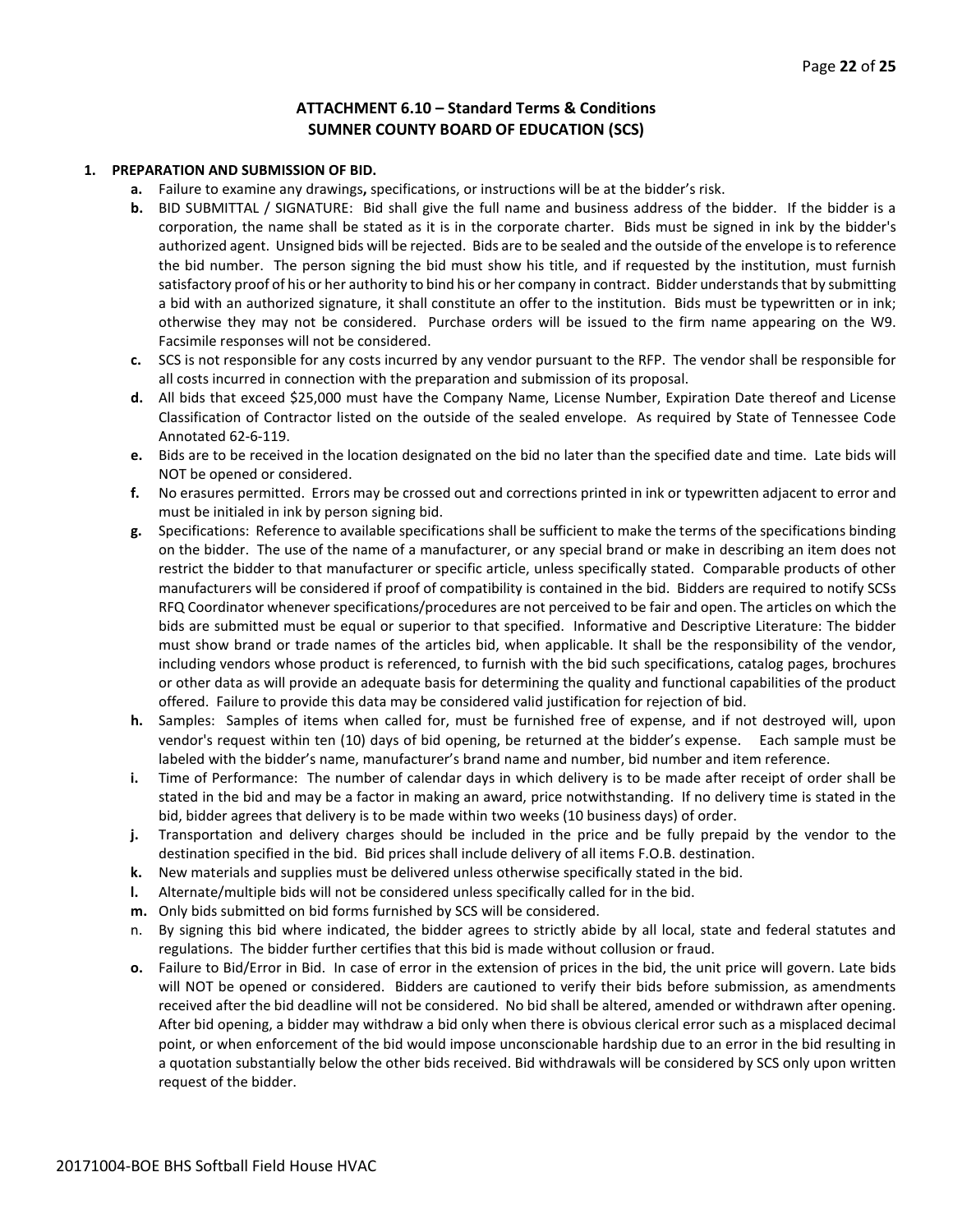## ATTACHMENT 6.10 – Standard Terms & Conditions
## SUMNER COUNTY BOARD OF EDUCATION (SCS)

**1. PREPARATION AND SUBMISSION OF BID.**

- **a.** Failure to examine any drawings**,** specifications, or instructions will be at the bidder's risk.
- **b.** BID SUBMITTAL / SIGNATURE: Bid shall give the full name and business address of the bidder. If the bidder is a corporation, the name shall be stated as it is in the corporate charter. Bids must be signed in ink by the bidder's authorized agent. Unsigned bids will be rejected. Bids are to be sealed and the outside of the envelope is to reference the bid number. The person signing the bid must show his title, and if requested by the institution, must furnish satisfactory proof of his or her authority to bind his or her company in contract. Bidder understands that by submitting a bid with an authorized signature, it shall constitute an offer to the institution. Bids must be typewritten or in ink; otherwise they may not be considered. Purchase orders will be issued to the firm name appearing on the W9. Facsimile responses will not be considered.
- **c.** SCS is not responsible for any costs incurred by any vendor pursuant to the RFP. The vendor shall be responsible for all costs incurred in connection with the preparation and submission of its proposal.
- **d.** All bids that exceed $25,000 must have the Company Name, License Number, Expiration Date thereof and License Classification of Contractor listed on the outside of the sealed envelope. As required by State of Tennessee Code Annotated 62-6-119.
- **e.** Bids are to be received in the location designated on the bid no later than the specified date and time. Late bids will NOT be opened or considered.
- **f.** No erasures permitted. Errors may be crossed out and corrections printed in ink or typewritten adjacent to error and must be initialed in ink by person signing bid.
- **g.** Specifications: Reference to available specifications shall be sufficient to make the terms of the specifications binding on the bidder. The use of the name of a manufacturer, or any special brand or make in describing an item does not restrict the bidder to that manufacturer or specific article, unless specifically stated. Comparable products of other manufacturers will be considered if proof of compatibility is contained in the bid. Bidders are required to notify SCSs RFQ Coordinator whenever specifications/procedures are not perceived to be fair and open. The articles on which the bids are submitted must be equal or superior to that specified. Informative and Descriptive Literature: The bidder must show brand or trade names of the articles bid, when applicable. It shall be the responsibility of the vendor, including vendors whose product is referenced, to furnish with the bid such specifications, catalog pages, brochures or other data as will provide an adequate basis for determining the quality and functional capabilities of the product offered. Failure to provide this data may be considered valid justification for rejection of bid.
- **h.** Samples: Samples of items when called for, must be furnished free of expense, and if not destroyed will, upon vendor's request within ten (10) days of bid opening, be returned at the bidder's expense. Each sample must be labeled with the bidder's name, manufacturer's brand name and number, bid number and item reference.
- **i.** Time of Performance: The number of calendar days in which delivery is to be made after receipt of order shall be stated in the bid and may be a factor in making an award, price notwithstanding. If no delivery time is stated in the bid, bidder agrees that delivery is to be made within two weeks (10 business days) of order.
- **j.** Transportation and delivery charges should be included in the price and be fully prepaid by the vendor to the destination specified in the bid. Bid prices shall include delivery of all items F.O.B. destination.
- **k.** New materials and supplies must be delivered unless otherwise specifically stated in the bid.
- **l.** Alternate/multiple bids will not be considered unless specifically called for in the bid.
- **m.** Only bids submitted on bid forms furnished by SCS will be considered.
- n. By signing this bid where indicated, the bidder agrees to strictly abide by all local, state and federal statutes and regulations. The bidder further certifies that this bid is made without collusion or fraud.
- **o.** Failure to Bid/Error in Bid. In case of error in the extension of prices in the bid, the unit price will govern. Late bids will NOT be opened or considered. Bidders are cautioned to verify their bids before submission, as amendments received after the bid deadline will not be considered. No bid shall be altered, amended or withdrawn after opening. After bid opening, a bidder may withdraw a bid only when there is obvious clerical error such as a misplaced decimal point, or when enforcement of the bid would impose unconscionable hardship due to an error in the bid resulting in a quotation substantially below the other bids received. Bid withdrawals will be considered by SCS only upon written request of the bidder.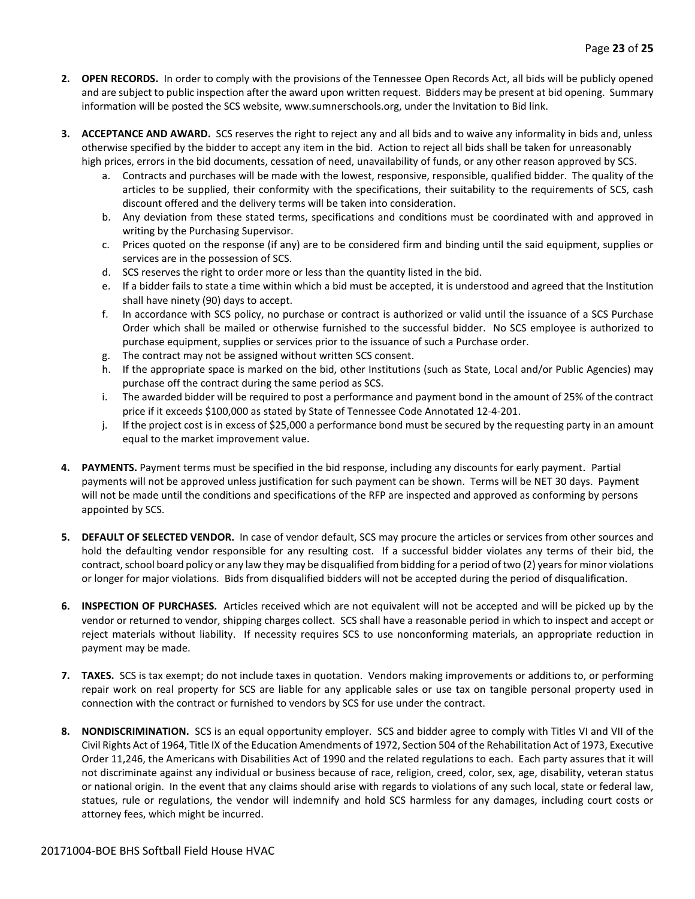2. **OPEN RECORDS.** In order to comply with the provisions of the Tennessee Open Records Act, all bids will be publicly opened and are subject to public inspection after the award upon written request. Bidders may be present at bid opening. Summary information will be posted the SCS website, www.sumnerschools.org, under the Invitation to Bid link.

3. **ACCEPTANCE AND AWARD.** SCS reserves the right to reject any and all bids and to waive any informality in bids and, unless otherwise specified by the bidder to accept any item in the bid. Action to reject all bids shall be taken for unreasonably high prices, errors in the bid documents, cessation of need, unavailability of funds, or any other reason approved by SCS.
   a. Contracts and purchases will be made with the lowest, responsive, responsible, qualified bidder. The quality of the articles to be supplied, their conformity with the specifications, their suitability to the requirements of SCS, cash discount offered and the delivery terms will be taken into consideration.
   b. Any deviation from these stated terms, specifications and conditions must be coordinated with and approved in writing by the Purchasing Supervisor.
   c. Prices quoted on the response (if any) are to be considered firm and binding until the said equipment, supplies or services are in the possession of SCS.
   d. SCS reserves the right to order more or less than the quantity listed in the bid.
   e. If a bidder fails to state a time within which a bid must be accepted, it is understood and agreed that the Institution shall have ninety (90) days to accept.
   f. In accordance with SCS policy, no purchase or contract is authorized or valid until the issuance of a SCS Purchase Order which shall be mailed or otherwise furnished to the successful bidder. No SCS employee is authorized to purchase equipment, supplies or services prior to the issuance of such a Purchase order.
   g. The contract may not be assigned without written SCS consent.
   h. If the appropriate space is marked on the bid, other Institutions (such as State, Local and/or Public Agencies) may purchase off the contract during the same period as SCS.
   i. The awarded bidder will be required to post a performance and payment bond in the amount of 25% of the contract price if it exceeds $100,000 as stated by State of Tennessee Code Annotated 12-4-201.
   j. If the project cost is in excess of $25,000 a performance bond must be secured by the requesting party in an amount equal to the market improvement value.

4. **PAYMENTS.** Payment terms must be specified in the bid response, including any discounts for early payment. Partial payments will not be approved unless justification for such payment can be shown. Terms will be NET 30 days. Payment will not be made until the conditions and specifications of the RFP are inspected and approved as conforming by persons appointed by SCS.

5. **DEFAULT OF SELECTED VENDOR.** In case of vendor default, SCS may procure the articles or services from other sources and hold the defaulting vendor responsible for any resulting cost. If a successful bidder violates any terms of their bid, the contract, school board policy or any law they may be disqualified from bidding for a period of two (2) years for minor violations or longer for major violations. Bids from disqualified bidders will not be accepted during the period of disqualification.

6. **INSPECTION OF PURCHASES.** Articles received which are not equivalent will not be accepted and will be picked up by the vendor or returned to vendor, shipping charges collect. SCS shall have a reasonable period in which to inspect and accept or reject materials without liability. If necessity requires SCS to use nonconforming materials, an appropriate reduction in payment may be made.

7. **TAXES.** SCS is tax exempt; do not include taxes in quotation. Vendors making improvements or additions to, or performing repair work on real property for SCS are liable for any applicable sales or use tax on tangible personal property used in connection with the contract or furnished to vendors by SCS for use under the contract.

8. **NONDISCRIMINATION.** SCS is an equal opportunity employer. SCS and bidder agree to comply with Titles VI and VII of the Civil Rights Act of 1964, Title IX of the Education Amendments of 1972, Section 504 of the Rehabilitation Act of 1973, Executive Order 11,246, the Americans with Disabilities Act of 1990 and the related regulations to each. Each party assures that it will not discriminate against any individual or business because of race, religion, creed, color, sex, age, disability, veteran status or national origin. In the event that any claims should arise with regards to violations of any such local, state or federal law, statues, rule or regulations, the vendor will indemnify and hold SCS harmless for any damages, including court costs or attorney fees, which might be incurred.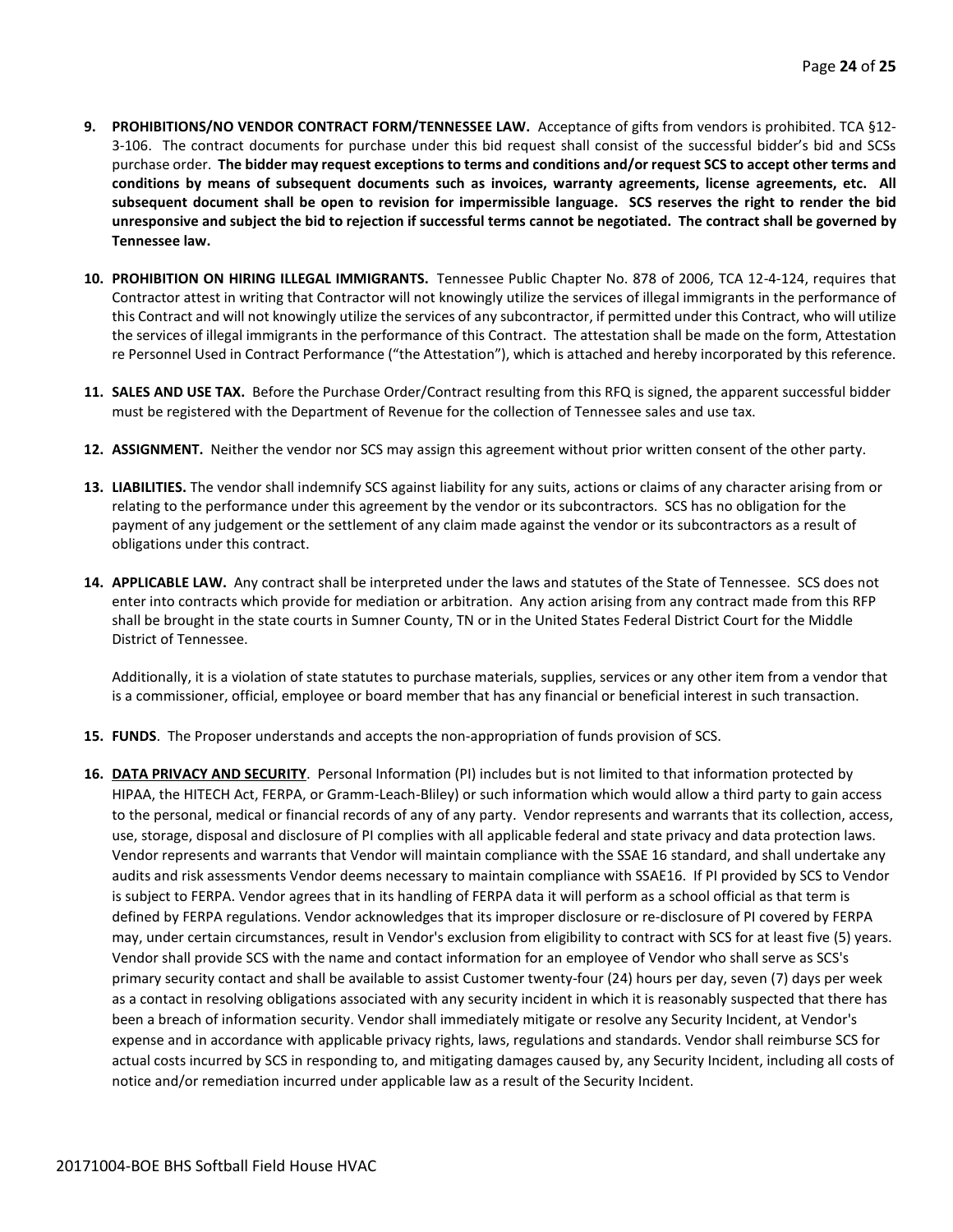9. **PROHIBITIONS/NO VENDOR CONTRACT FORM/TENNESSEE LAW.** Acceptance of gifts from vendors is prohibited. TCA §12-3-106. The contract documents for purchase under this bid request shall consist of the successful bidder's bid and SCSs purchase order. **The bidder may request exceptions to terms and conditions and/or request SCS to accept other terms and conditions by means of subsequent documents such as invoices, warranty agreements, license agreements, etc. All subsequent document shall be open to revision for impermissible language. SCS reserves the right to render the bid unresponsive and subject the bid to rejection if successful terms cannot be negotiated. The contract shall be governed by Tennessee law.**

10. **PROHIBITION ON HIRING ILLEGAL IMMIGRANTS.** Tennessee Public Chapter No. 878 of 2006, TCA 12-4-124, requires that Contractor attest in writing that Contractor will not knowingly utilize the services of illegal immigrants in the performance of this Contract and will not knowingly utilize the services of any subcontractor, if permitted under this Contract, who will utilize the services of illegal immigrants in the performance of this Contract. The attestation shall be made on the form, Attestation re Personnel Used in Contract Performance ("the Attestation"), which is attached and hereby incorporated by this reference.

11. **SALES AND USE TAX.** Before the Purchase Order/Contract resulting from this RFQ is signed, the apparent successful bidder must be registered with the Department of Revenue for the collection of Tennessee sales and use tax.

12. **ASSIGNMENT.** Neither the vendor nor SCS may assign this agreement without prior written consent of the other party.

13. **LIABILITIES.** The vendor shall indemnify SCS against liability for any suits, actions or claims of any character arising from or relating to the performance under this agreement by the vendor or its subcontractors. SCS has no obligation for the payment of any judgement or the settlement of any claim made against the vendor or its subcontractors as a result of obligations under this contract.

14. **APPLICABLE LAW.** Any contract shall be interpreted under the laws and statutes of the State of Tennessee. SCS does not enter into contracts which provide for mediation or arbitration. Any action arising from any contract made from this RFP shall be brought in the state courts in Sumner County, TN or in the United States Federal District Court for the Middle District of Tennessee.

    Additionally, it is a violation of state statutes to purchase materials, supplies, services or any other item from a vendor that is a commissioner, official, employee or board member that has any financial or beneficial interest in such transaction.

15. **FUNDS**. The Proposer understands and accepts the non-appropriation of funds provision of SCS.

16. **DATA PRIVACY AND SECURITY**. Personal Information (PI) includes but is not limited to that information protected by HIPAA, the HITECH Act, FERPA, or Gramm-Leach-Bliley) or such information which would allow a third party to gain access to the personal, medical or financial records of any of any party. Vendor represents and warrants that its collection, access, use, storage, disposal and disclosure of PI complies with all applicable federal and state privacy and data protection laws. Vendor represents and warrants that Vendor will maintain compliance with the SSAE 16 standard, and shall undertake any audits and risk assessments Vendor deems necessary to maintain compliance with SSAE16. If PI provided by SCS to Vendor is subject to FERPA. Vendor agrees that in its handling of FERPA data it will perform as a school official as that term is defined by FERPA regulations. Vendor acknowledges that its improper disclosure or re-disclosure of PI covered by FERPA may, under certain circumstances, result in Vendor's exclusion from eligibility to contract with SCS for at least five (5) years. Vendor shall provide SCS with the name and contact information for an employee of Vendor who shall serve as SCS's primary security contact and shall be available to assist Customer twenty-four (24) hours per day, seven (7) days per week as a contact in resolving obligations associated with any security incident in which it is reasonably suspected that there has been a breach of information security. Vendor shall immediately mitigate or resolve any Security Incident, at Vendor's expense and in accordance with applicable privacy rights, laws, regulations and standards. Vendor shall reimburse SCS for actual costs incurred by SCS in responding to, and mitigating damages caused by, any Security Incident, including all costs of notice and/or remediation incurred under applicable law as a result of the Security Incident.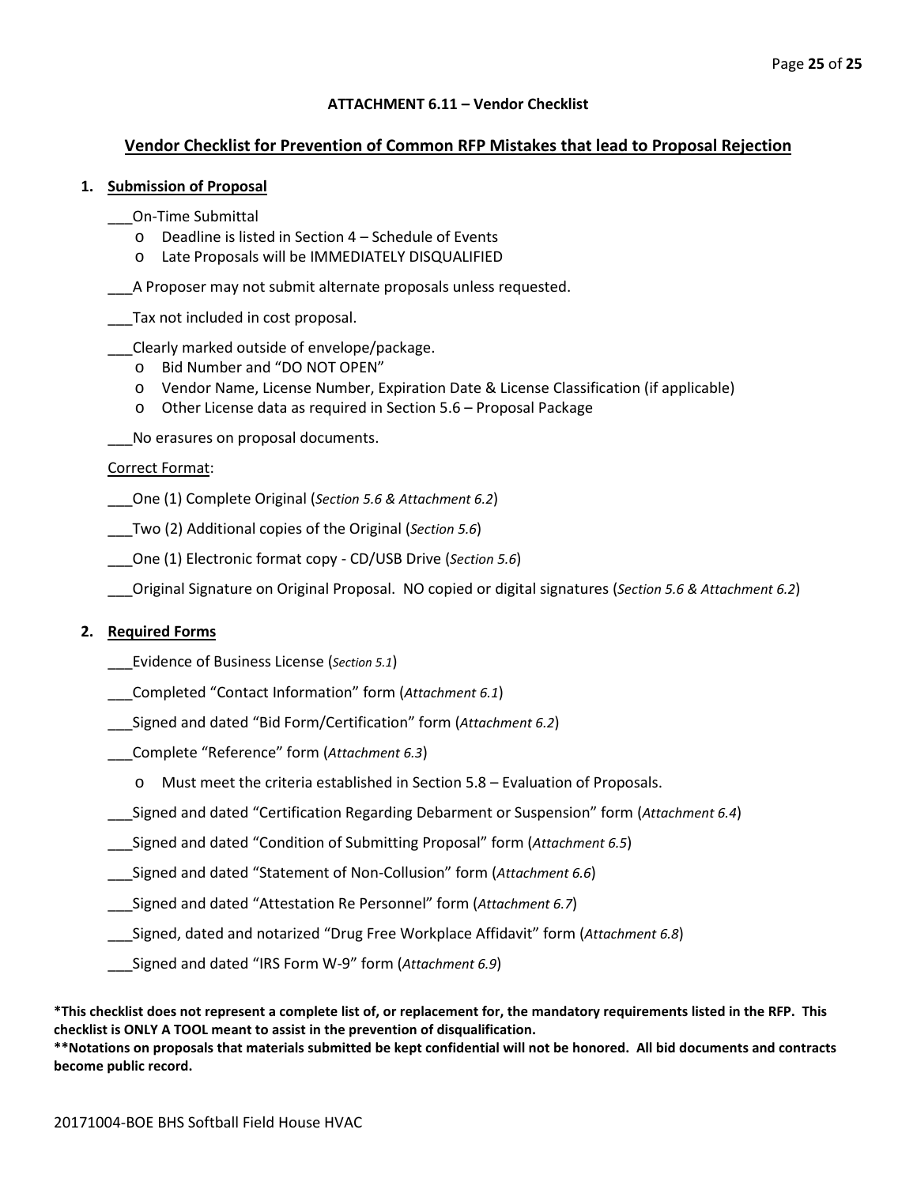**ATTACHMENT 6.11 – Vendor Checklist**

## Vendor Checklist for Prevention of Common RFP Mistakes that lead to Proposal Rejection

1. **Submission of Proposal**

___On-Time Submittal
- Deadline is listed in Section 4 – Schedule of Events
- Late Proposals will be IMMEDIATELY DISQUALIFIED

___A Proposer may not submit alternate proposals unless requested.

___Tax not included in cost proposal.

___Clearly marked outside of envelope/package.
- Bid Number and "DO NOT OPEN"
- Vendor Name, License Number, Expiration Date & License Classification (if applicable)
- Other License data as required in Section 5.6 – Proposal Package

___No erasures on proposal documents.

Correct Format:

___One (1) Complete Original (*Section 5.6 & Attachment 6.2*)

___Two (2) Additional copies of the Original (*Section 5.6*)

___One (1) Electronic format copy - CD/USB Drive (*Section 5.6*)

___Original Signature on Original Proposal. NO copied or digital signatures (*Section 5.6 & Attachment 6.2*)

2. **Required Forms**

___Evidence of Business License (*Section 5.1*)

___Completed "Contact Information" form (*Attachment 6.1*)

___Signed and dated "Bid Form/Certification" form (*Attachment 6.2*)

___Complete "Reference" form (*Attachment 6.3*)
- Must meet the criteria established in Section 5.8 – Evaluation of Proposals.

___Signed and dated "Certification Regarding Debarment or Suspension" form (*Attachment 6.4*)

___Signed and dated "Condition of Submitting Proposal" form (*Attachment 6.5*)

___Signed and dated "Statement of Non-Collusion" form (*Attachment 6.6*)

___Signed and dated "Attestation Re Personnel" form (*Attachment 6.7*)

___Signed, dated and notarized "Drug Free Workplace Affidavit" form (*Attachment 6.8*)

___Signed and dated "IRS Form W-9" form (*Attachment 6.9*)

**\*This checklist does not represent a complete list of, or replacement for, the mandatory requirements listed in the RFP. This checklist is ONLY A TOOL meant to assist in the prevention of disqualification.**

**\*\*Notations on proposals that materials submitted be kept confidential will not be honored. All bid documents and contracts become public record.**

20171004-BOE BHS Softball Field House HVAC